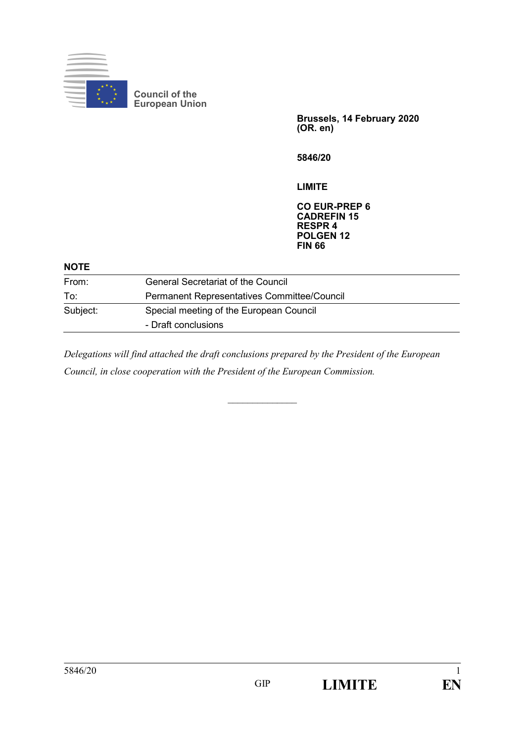Council of the European Union

**Brussels, 14 February 2020**
**(OR. en)**

**5846/20**

**LIMITE**

**CO EUR-PREP 6**
**CADREFIN 15**
**RESPR 4**
**POLGEN 12**
**FIN 66**

**NOTE**

| | |
|---|---|
| From: | General Secretariat of the Council |
| To: | Permanent Representatives Committee/Council |
| Subject: | Special meeting of the European Council<br>- Draft conclusions |

*Delegations will find attached the draft conclusions prepared by the President of the European Council, in close cooperation with the President of the European Commission.*

______________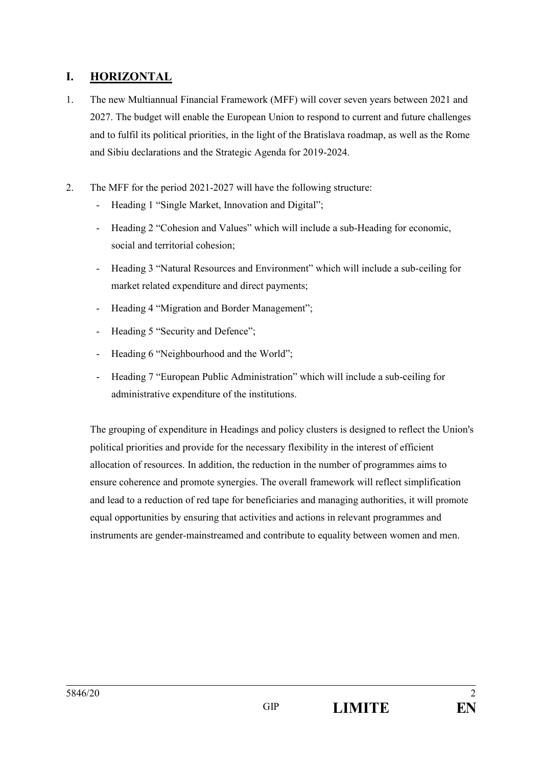## I. HORIZONTAL

1. The new Multiannual Financial Framework (MFF) will cover seven years between 2021 and 2027. The budget will enable the European Union to respond to current and future challenges and to fulfil its political priorities, in the light of the Bratislava roadmap, as well as the Rome and Sibiu declarations and the Strategic Agenda for 2019-2024.

2. The MFF for the period 2021-2027 will have the following structure:
   - Heading 1 “Single Market, Innovation and Digital”;
   - Heading 2 “Cohesion and Values” which will include a sub-Heading for economic, social and territorial cohesion;
   - Heading 3 “Natural Resources and Environment” which will include a sub-ceiling for market related expenditure and direct payments;
   - Heading 4 “Migration and Border Management”;
   - Heading 5 “Security and Defence”;
   - Heading 6 “Neighbourhood and the World”;
   - Heading 7 “European Public Administration” which will include a sub-ceiling for administrative expenditure of the institutions.

   The grouping of expenditure in Headings and policy clusters is designed to reflect the Union's political priorities and provide for the necessary flexibility in the interest of efficient allocation of resources. In addition, the reduction in the number of programmes aims to ensure coherence and promote synergies. The overall framework will reflect simplification and lead to a reduction of red tape for beneficiaries and managing authorities, it will promote equal opportunities by ensuring that activities and actions in relevant programmes and instruments are gender-mainstreamed and contribute to equality between women and men.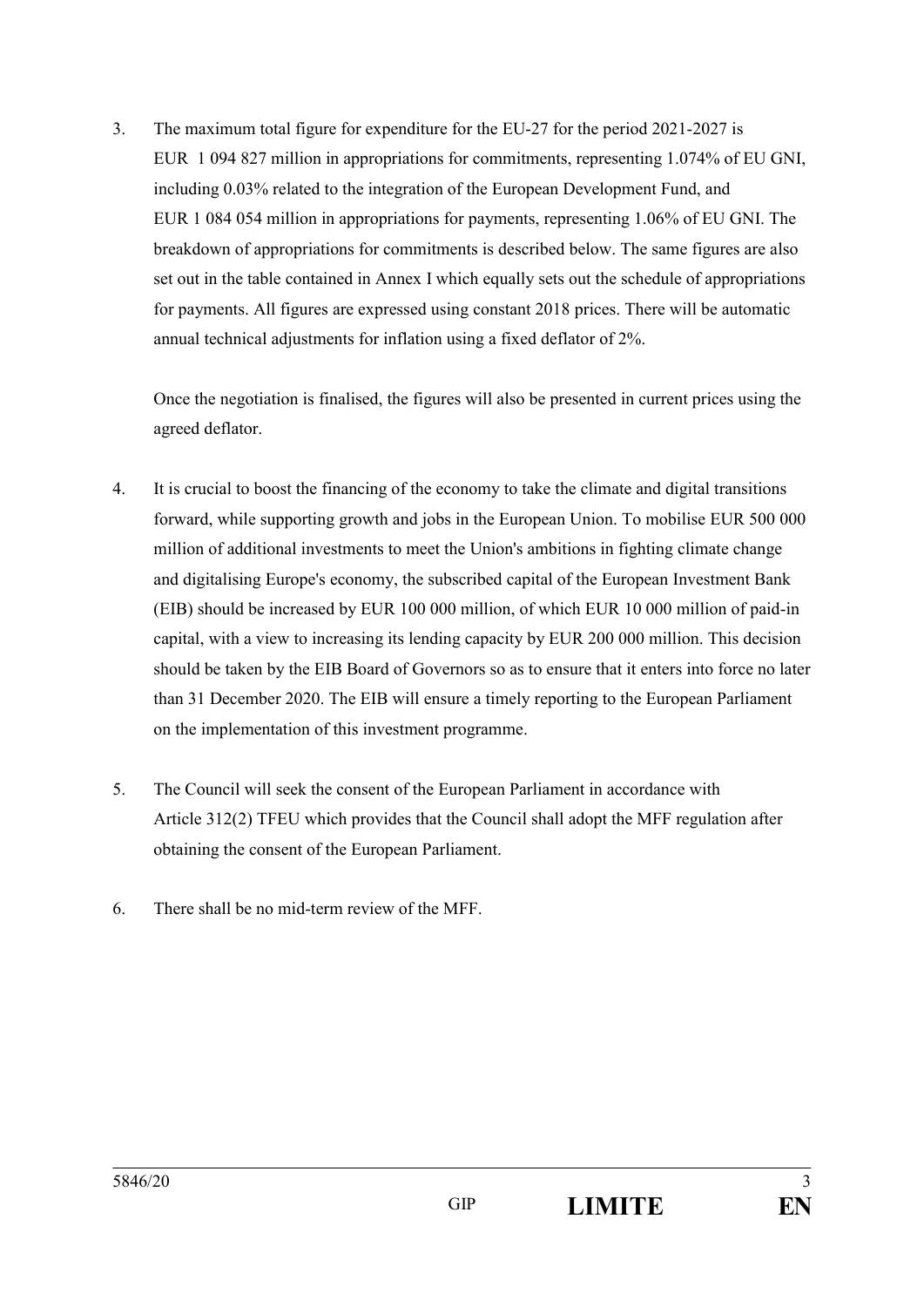3. The maximum total figure for expenditure for the EU-27 for the period 2021-2027 is EUR 1 094 827 million in appropriations for commitments, representing 1.074% of EU GNI, including 0.03% related to the integration of the European Development Fund, and EUR 1 084 054 million in appropriations for payments, representing 1.06% of EU GNI. The breakdown of appropriations for commitments is described below. The same figures are also set out in the table contained in Annex I which equally sets out the schedule of appropriations for payments. All figures are expressed using constant 2018 prices. There will be automatic annual technical adjustments for inflation using a fixed deflator of 2%.

   Once the negotiation is finalised, the figures will also be presented in current prices using the agreed deflator.

4. It is crucial to boost the financing of the economy to take the climate and digital transitions forward, while supporting growth and jobs in the European Union. To mobilise EUR 500 000 million of additional investments to meet the Union's ambitions in fighting climate change and digitalising Europe's economy, the subscribed capital of the European Investment Bank (EIB) should be increased by EUR 100 000 million, of which EUR 10 000 million of paid-in capital, with a view to increasing its lending capacity by EUR 200 000 million. This decision should be taken by the EIB Board of Governors so as to ensure that it enters into force no later than 31 December 2020. The EIB will ensure a timely reporting to the European Parliament on the implementation of this investment programme.

5. The Council will seek the consent of the European Parliament in accordance with Article 312(2) TFEU which provides that the Council shall adopt the MFF regulation after obtaining the consent of the European Parliament.

6. There shall be no mid-term review of the MFF.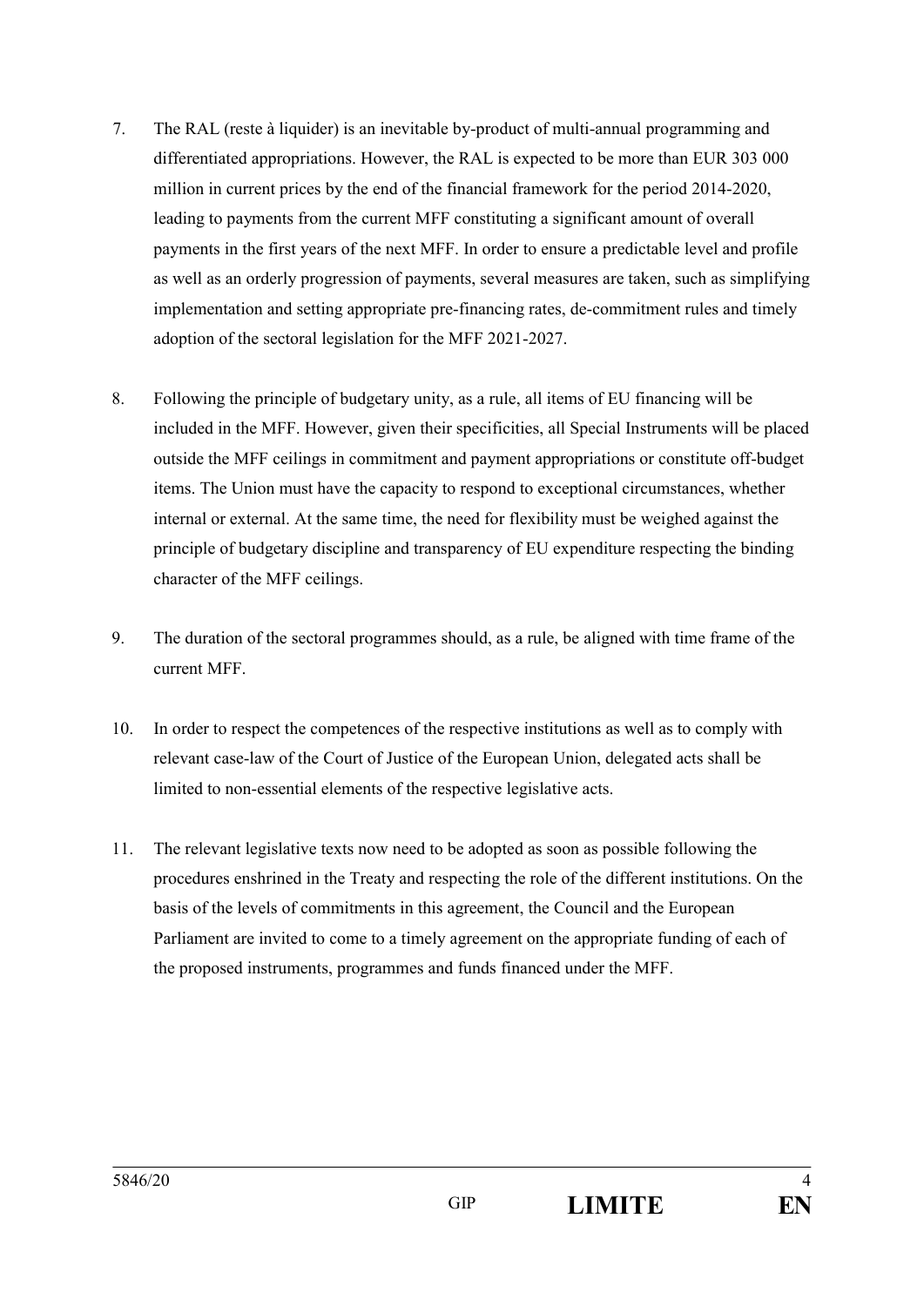7. The RAL (reste à liquider) is an inevitable by-product of multi-annual programming and differentiated appropriations. However, the RAL is expected to be more than EUR 303 000 million in current prices by the end of the financial framework for the period 2014-2020, leading to payments from the current MFF constituting a significant amount of overall payments in the first years of the next MFF. In order to ensure a predictable level and profile as well as an orderly progression of payments, several measures are taken, such as simplifying implementation and setting appropriate pre-financing rates, de-commitment rules and timely adoption of the sectoral legislation for the MFF 2021-2027.

8. Following the principle of budgetary unity, as a rule, all items of EU financing will be included in the MFF. However, given their specificities, all Special Instruments will be placed outside the MFF ceilings in commitment and payment appropriations or constitute off-budget items. The Union must have the capacity to respond to exceptional circumstances, whether internal or external. At the same time, the need for flexibility must be weighed against the principle of budgetary discipline and transparency of EU expenditure respecting the binding character of the MFF ceilings.

9. The duration of the sectoral programmes should, as a rule, be aligned with time frame of the current MFF.

10. In order to respect the competences of the respective institutions as well as to comply with relevant case-law of the Court of Justice of the European Union, delegated acts shall be limited to non-essential elements of the respective legislative acts.

11. The relevant legislative texts now need to be adopted as soon as possible following the procedures enshrined in the Treaty and respecting the role of the different institutions. On the basis of the levels of commitments in this agreement, the Council and the European Parliament are invited to come to a timely agreement on the appropriate funding of each of the proposed instruments, programmes and funds financed under the MFF.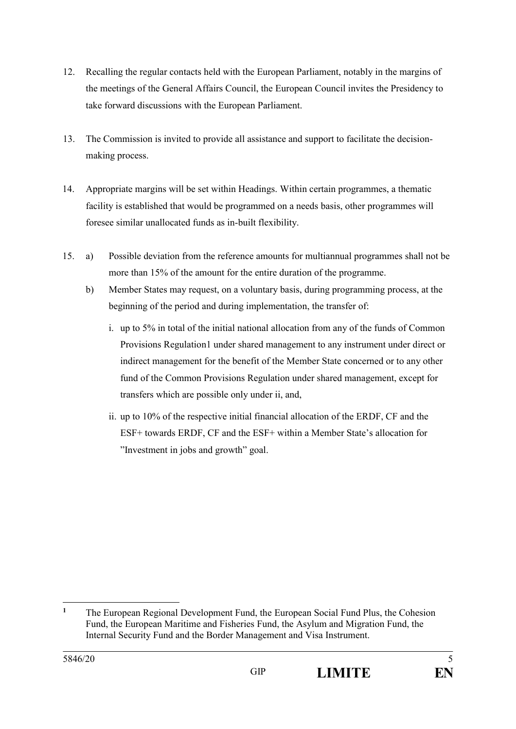12. Recalling the regular contacts held with the European Parliament, notably in the margins of the meetings of the General Affairs Council, the European Council invites the Presidency to take forward discussions with the European Parliament.

13. The Commission is invited to provide all assistance and support to facilitate the decision-making process.

14. Appropriate margins will be set within Headings. Within certain programmes, a thematic facility is established that would be programmed on a needs basis, other programmes will foresee similar unallocated funds as in-built flexibility.

15. a) Possible deviation from the reference amounts for multiannual programmes shall not be more than 15% of the amount for the entire duration of the programme.

    b) Member States may request, on a voluntary basis, during programming process, at the beginning of the period and during implementation, the transfer of:

    i. up to 5% in total of the initial national allocation from any of the funds of Common Provisions Regulation[1] under shared management to any instrument under direct or indirect management for the benefit of the Member State concerned or to any other fund of the Common Provisions Regulation under shared management, except for transfers which are possible only under ii, and,

    ii. up to 10% of the respective initial financial allocation of the ERDF, CF and the ESF+ towards ERDF, CF and the ESF+ within a Member State's allocation for "Investment in jobs and growth" goal.

[1] The European Regional Development Fund, the European Social Fund Plus, the Cohesion Fund, the European Maritime and Fisheries Fund, the Asylum and Migration Fund, the Internal Security Fund and the Border Management and Visa Instrument.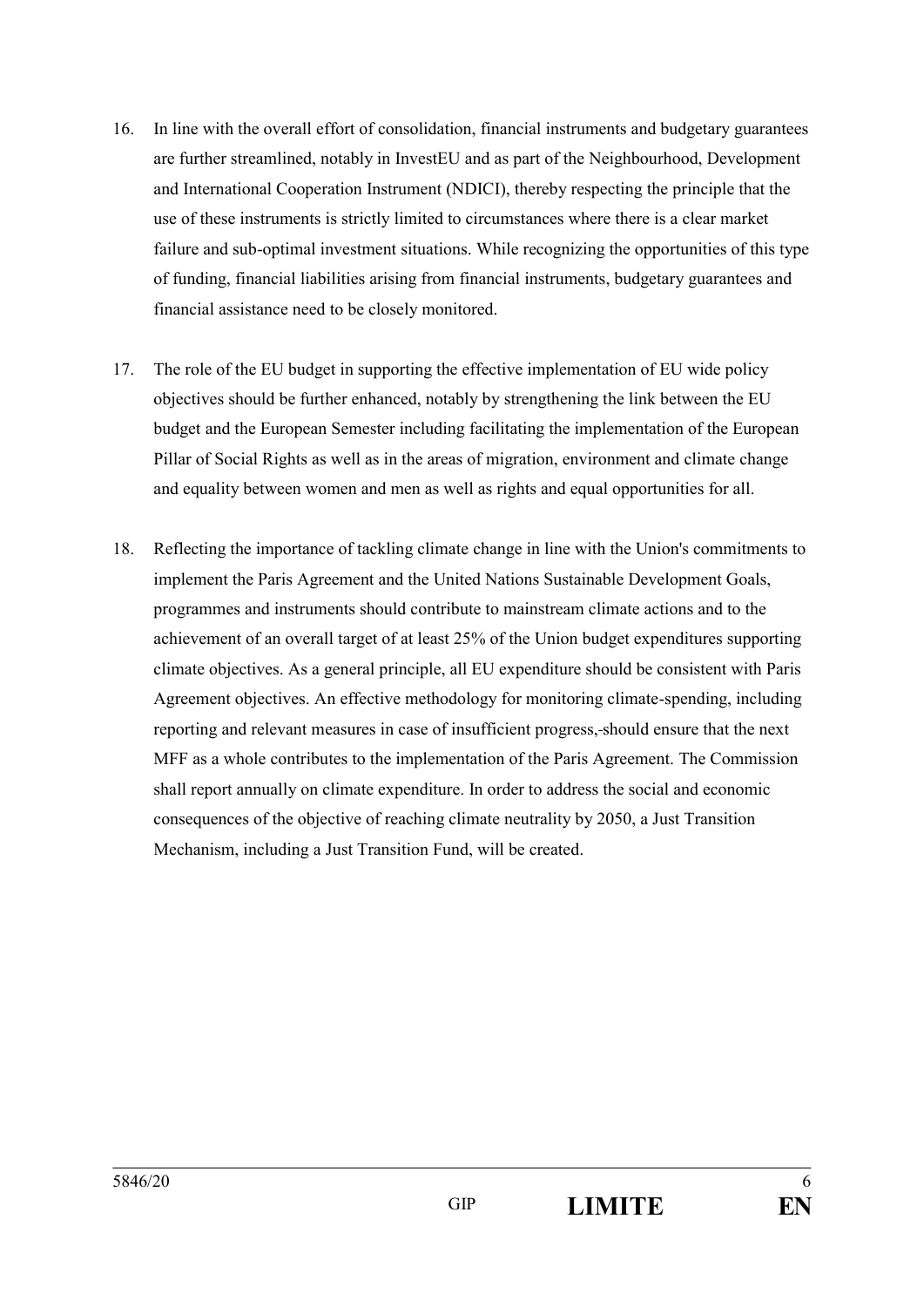16. In line with the overall effort of consolidation, financial instruments and budgetary guarantees are further streamlined, notably in InvestEU and as part of the Neighbourhood, Development and International Cooperation Instrument (NDICI), thereby respecting the principle that the use of these instruments is strictly limited to circumstances where there is a clear market failure and sub-optimal investment situations. While recognizing the opportunities of this type of funding, financial liabilities arising from financial instruments, budgetary guarantees and financial assistance need to be closely monitored.

17. The role of the EU budget in supporting the effective implementation of EU wide policy objectives should be further enhanced, notably by strengthening the link between the EU budget and the European Semester including facilitating the implementation of the European Pillar of Social Rights as well as in the areas of migration, environment and climate change and equality between women and men as well as rights and equal opportunities for all.

18. Reflecting the importance of tackling climate change in line with the Union's commitments to implement the Paris Agreement and the United Nations Sustainable Development Goals, programmes and instruments should contribute to mainstream climate actions and to the achievement of an overall target of at least 25% of the Union budget expenditures supporting climate objectives. As a general principle, all EU expenditure should be consistent with Paris Agreement objectives. An effective methodology for monitoring climate-spending, including reporting and relevant measures in case of insufficient progress, should ensure that the next MFF as a whole contributes to the implementation of the Paris Agreement. The Commission shall report annually on climate expenditure. In order to address the social and economic consequences of the objective of reaching climate neutrality by 2050, a Just Transition Mechanism, including a Just Transition Fund, will be created.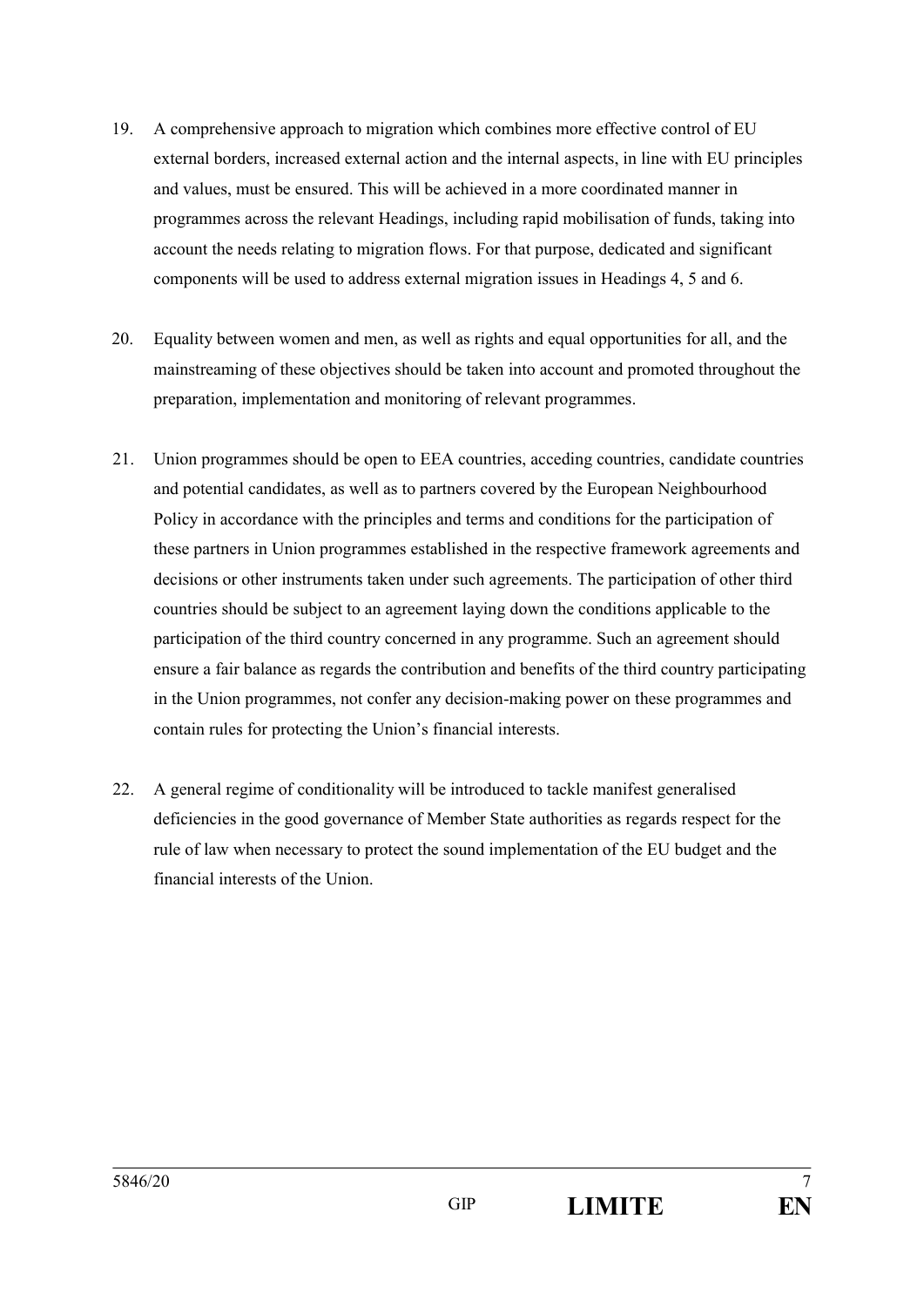19. A comprehensive approach to migration which combines more effective control of EU external borders, increased external action and the internal aspects, in line with EU principles and values, must be ensured. This will be achieved in a more coordinated manner in programmes across the relevant Headings, including rapid mobilisation of funds, taking into account the needs relating to migration flows. For that purpose, dedicated and significant components will be used to address external migration issues in Headings 4, 5 and 6.

20. Equality between women and men, as well as rights and equal opportunities for all, and the mainstreaming of these objectives should be taken into account and promoted throughout the preparation, implementation and monitoring of relevant programmes.

21. Union programmes should be open to EEA countries, acceding countries, candidate countries and potential candidates, as well as to partners covered by the European Neighbourhood Policy in accordance with the principles and terms and conditions for the participation of these partners in Union programmes established in the respective framework agreements and decisions or other instruments taken under such agreements. The participation of other third countries should be subject to an agreement laying down the conditions applicable to the participation of the third country concerned in any programme. Such an agreement should ensure a fair balance as regards the contribution and benefits of the third country participating in the Union programmes, not confer any decision-making power on these programmes and contain rules for protecting the Union's financial interests.

22. A general regime of conditionality will be introduced to tackle manifest generalised deficiencies in the good governance of Member State authorities as regards respect for the rule of law when necessary to protect the sound implementation of the EU budget and the financial interests of the Union.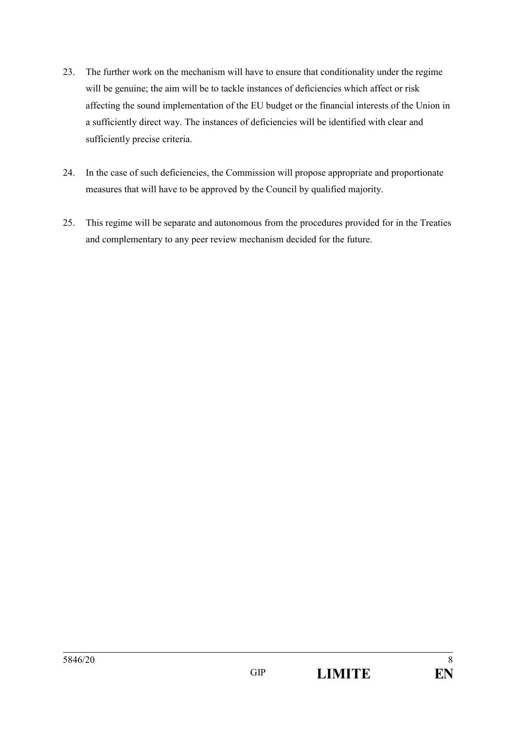23. The further work on the mechanism will have to ensure that conditionality under the regime will be genuine; the aim will be to tackle instances of deficiencies which affect or risk affecting the sound implementation of the EU budget or the financial interests of the Union in a sufficiently direct way. The instances of deficiencies will be identified with clear and sufficiently precise criteria.

24. In the case of such deficiencies, the Commission will propose appropriate and proportionate measures that will have to be approved by the Council by qualified majority.

25. This regime will be separate and autonomous from the procedures provided for in the Treaties and complementary to any peer review mechanism decided for the future.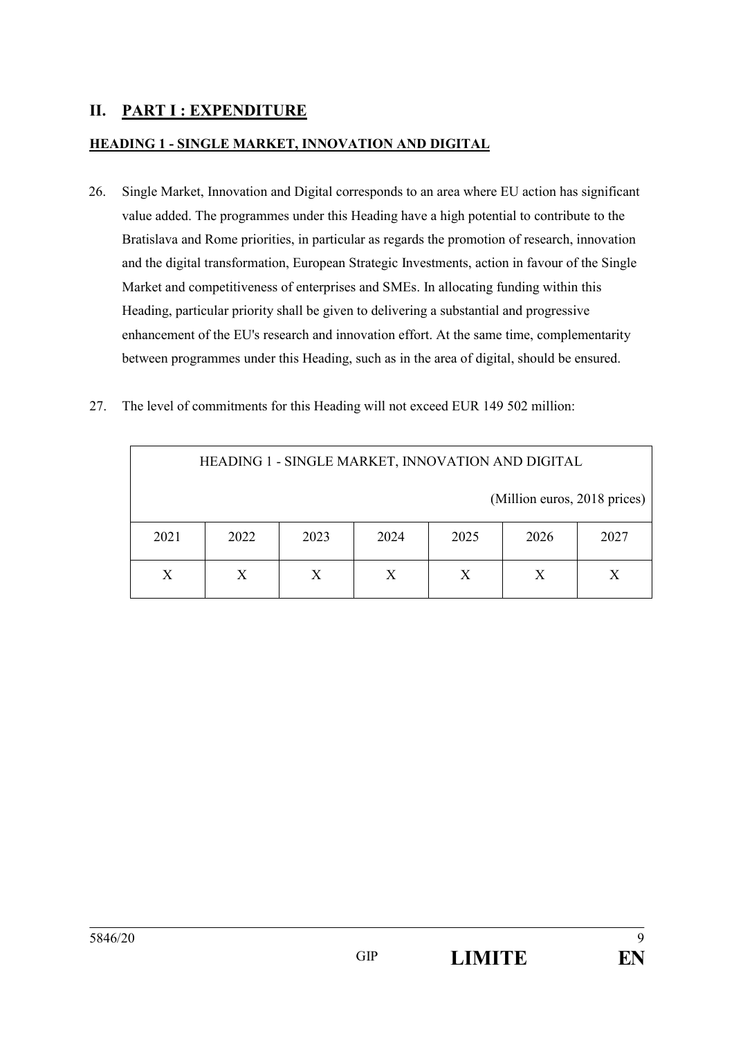## II. PART I : EXPENDITURE

### HEADING 1 - SINGLE MARKET, INNOVATION AND DIGITAL

26. Single Market, Innovation and Digital corresponds to an area where EU action has significant value added. The programmes under this Heading have a high potential to contribute to the Bratislava and Rome priorities, in particular as regards the promotion of research, innovation and the digital transformation, European Strategic Investments, action in favour of the Single Market and competitiveness of enterprises and SMEs. In allocating funding within this Heading, particular priority shall be given to delivering a substantial and progressive enhancement of the EU's research and innovation effort. At the same time, complementarity between programmes under this Heading, such as in the area of digital, should be ensured.

27. The level of commitments for this Heading will not exceed EUR 149 502 million:

| HEADING 1 - SINGLE MARKET, INNOVATION AND DIGITAL (Million euros, 2018 prices) | | | | | | |
|---|---|---|---|---|---|---|
| 2021 | 2022 | 2023 | 2024 | 2025 | 2026 | 2027 |
| X | X | X | X | X | X | X |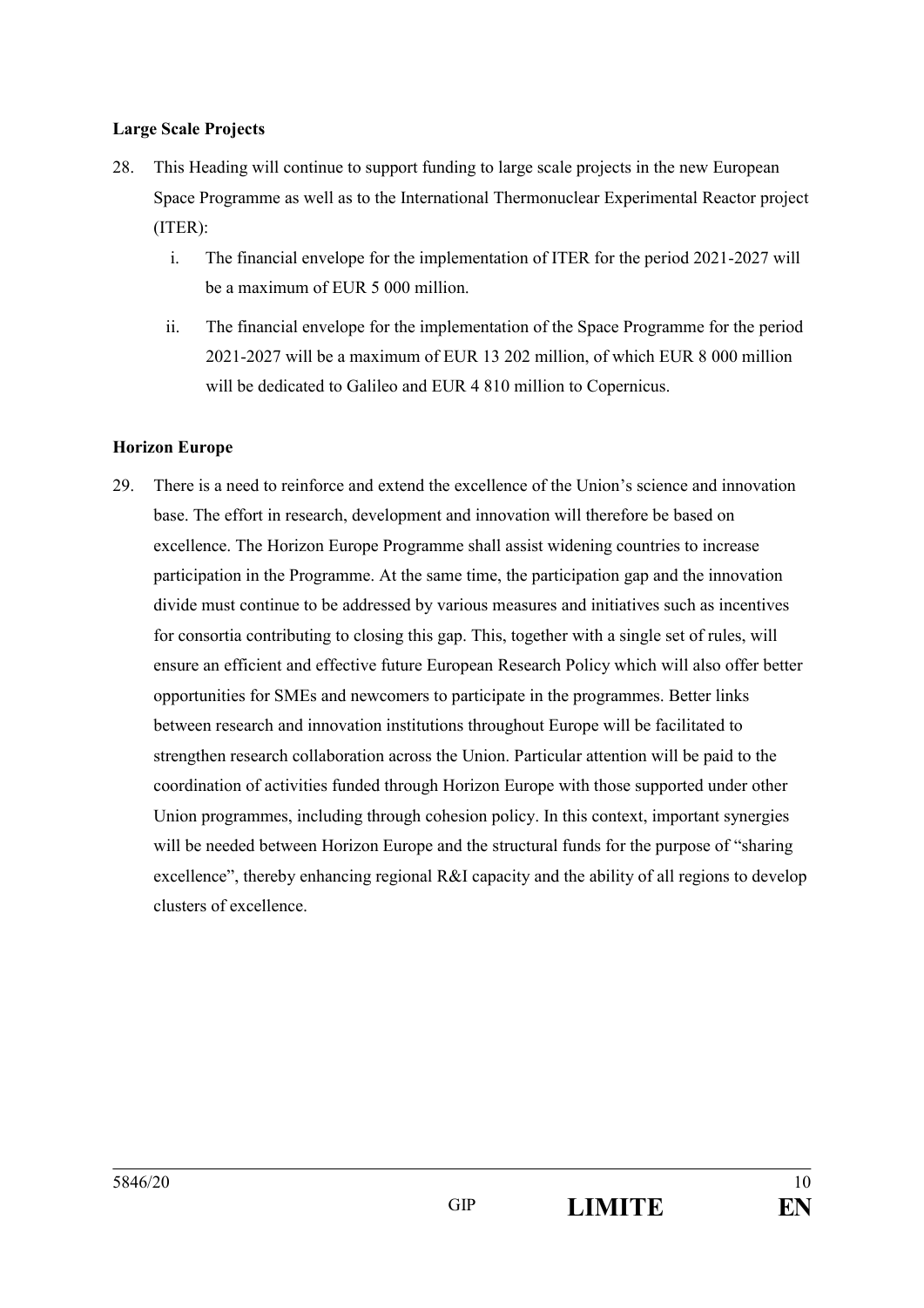**Large Scale Projects**

28. This Heading will continue to support funding to large scale projects in the new European Space Programme as well as to the International Thermonuclear Experimental Reactor project (ITER):

    i. The financial envelope for the implementation of ITER for the period 2021-2027 will be a maximum of EUR 5 000 million.

    ii. The financial envelope for the implementation of the Space Programme for the period 2021-2027 will be a maximum of EUR 13 202 million, of which EUR 8 000 million will be dedicated to Galileo and EUR 4 810 million to Copernicus.

**Horizon Europe**

29. There is a need to reinforce and extend the excellence of the Union's science and innovation base. The effort in research, development and innovation will therefore be based on excellence. The Horizon Europe Programme shall assist widening countries to increase participation in the Programme. At the same time, the participation gap and the innovation divide must continue to be addressed by various measures and initiatives such as incentives for consortia contributing to closing this gap. This, together with a single set of rules, will ensure an efficient and effective future European Research Policy which will also offer better opportunities for SMEs and newcomers to participate in the programmes. Better links between research and innovation institutions throughout Europe will be facilitated to strengthen research collaboration across the Union. Particular attention will be paid to the coordination of activities funded through Horizon Europe with those supported under other Union programmes, including through cohesion policy. In this context, important synergies will be needed between Horizon Europe and the structural funds for the purpose of "sharing excellence", thereby enhancing regional R&I capacity and the ability of all regions to develop clusters of excellence.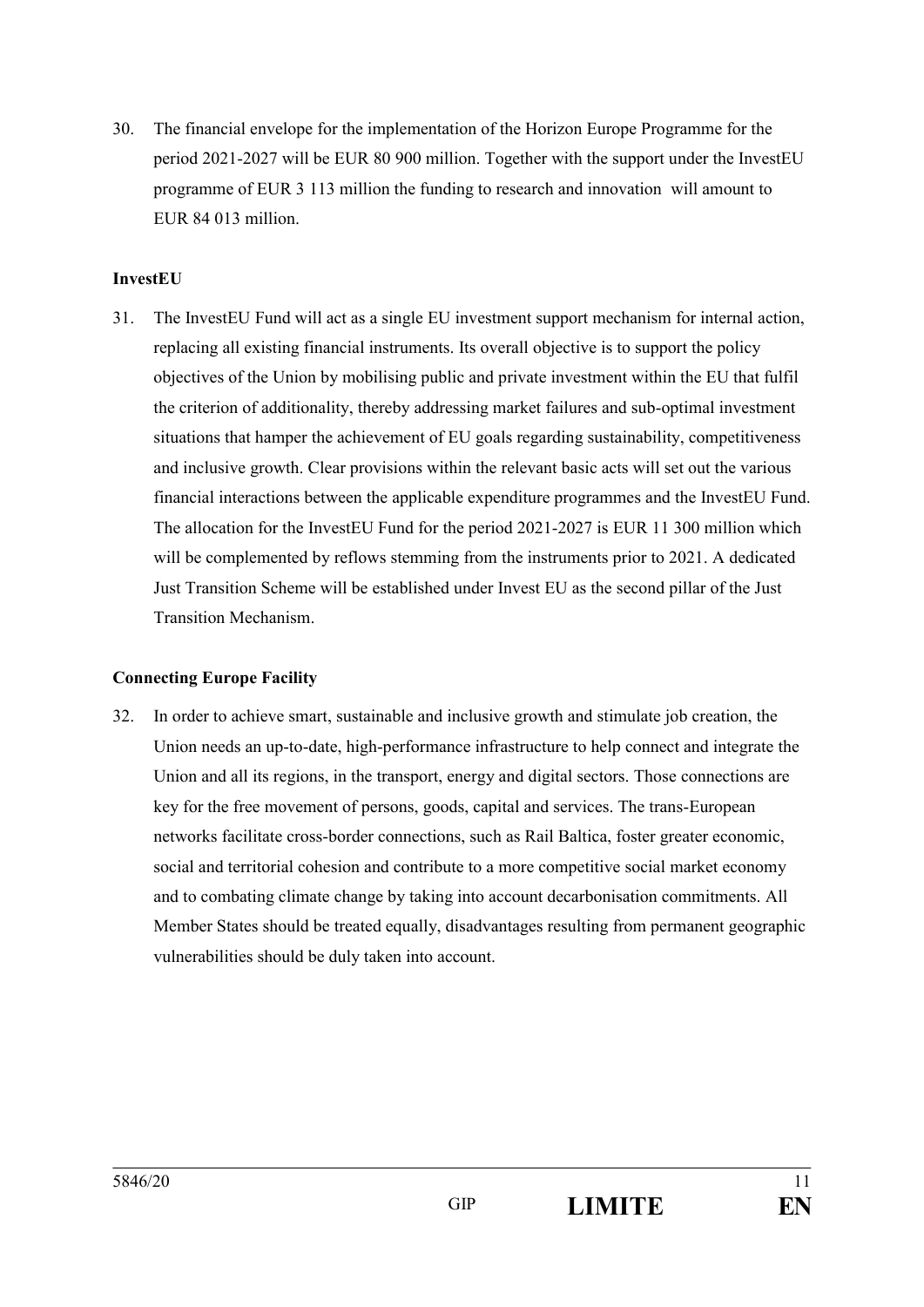30. The financial envelope for the implementation of the Horizon Europe Programme for the period 2021-2027 will be EUR 80 900 million. Together with the support under the InvestEU programme of EUR 3 113 million the funding to research and innovation will amount to EUR 84 013 million.

**InvestEU**

31. The InvestEU Fund will act as a single EU investment support mechanism for internal action, replacing all existing financial instruments. Its overall objective is to support the policy objectives of the Union by mobilising public and private investment within the EU that fulfil the criterion of additionality, thereby addressing market failures and sub-optimal investment situations that hamper the achievement of EU goals regarding sustainability, competitiveness and inclusive growth. Clear provisions within the relevant basic acts will set out the various financial interactions between the applicable expenditure programmes and the InvestEU Fund. The allocation for the InvestEU Fund for the period 2021-2027 is EUR 11 300 million which will be complemented by reflows stemming from the instruments prior to 2021. A dedicated Just Transition Scheme will be established under Invest EU as the second pillar of the Just Transition Mechanism.

**Connecting Europe Facility**

32. In order to achieve smart, sustainable and inclusive growth and stimulate job creation, the Union needs an up-to-date, high-performance infrastructure to help connect and integrate the Union and all its regions, in the transport, energy and digital sectors. Those connections are key for the free movement of persons, goods, capital and services. The trans-European networks facilitate cross-border connections, such as Rail Baltica, foster greater economic, social and territorial cohesion and contribute to a more competitive social market economy and to combating climate change by taking into account decarbonisation commitments. All Member States should be treated equally, disadvantages resulting from permanent geographic vulnerabilities should be duly taken into account.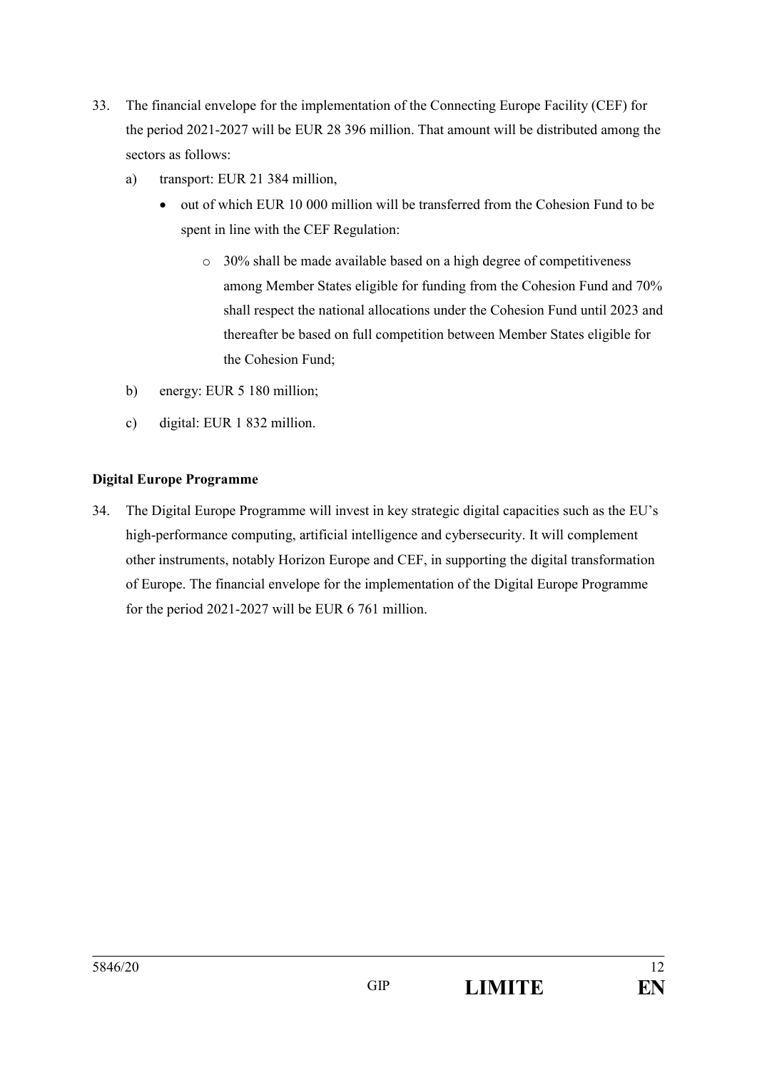33. The financial envelope for the implementation of the Connecting Europe Facility (CEF) for the period 2021-2027 will be EUR 28 396 million. That amount will be distributed among the sectors as follows:

    a) transport: EUR 21 384 million,

        - out of which EUR 10 000 million will be transferred from the Cohesion Fund to be spent in line with the CEF Regulation:

            - 30% shall be made available based on a high degree of competitiveness among Member States eligible for funding from the Cohesion Fund and 70% shall respect the national allocations under the Cohesion Fund until 2023 and thereafter be based on full competition between Member States eligible for the Cohesion Fund;

    b) energy: EUR 5 180 million;

    c) digital: EUR 1 832 million.

**Digital Europe Programme**

34. The Digital Europe Programme will invest in key strategic digital capacities such as the EU's high-performance computing, artificial intelligence and cybersecurity. It will complement other instruments, notably Horizon Europe and CEF, in supporting the digital transformation of Europe. The financial envelope for the implementation of the Digital Europe Programme for the period 2021-2027 will be EUR 6 761 million.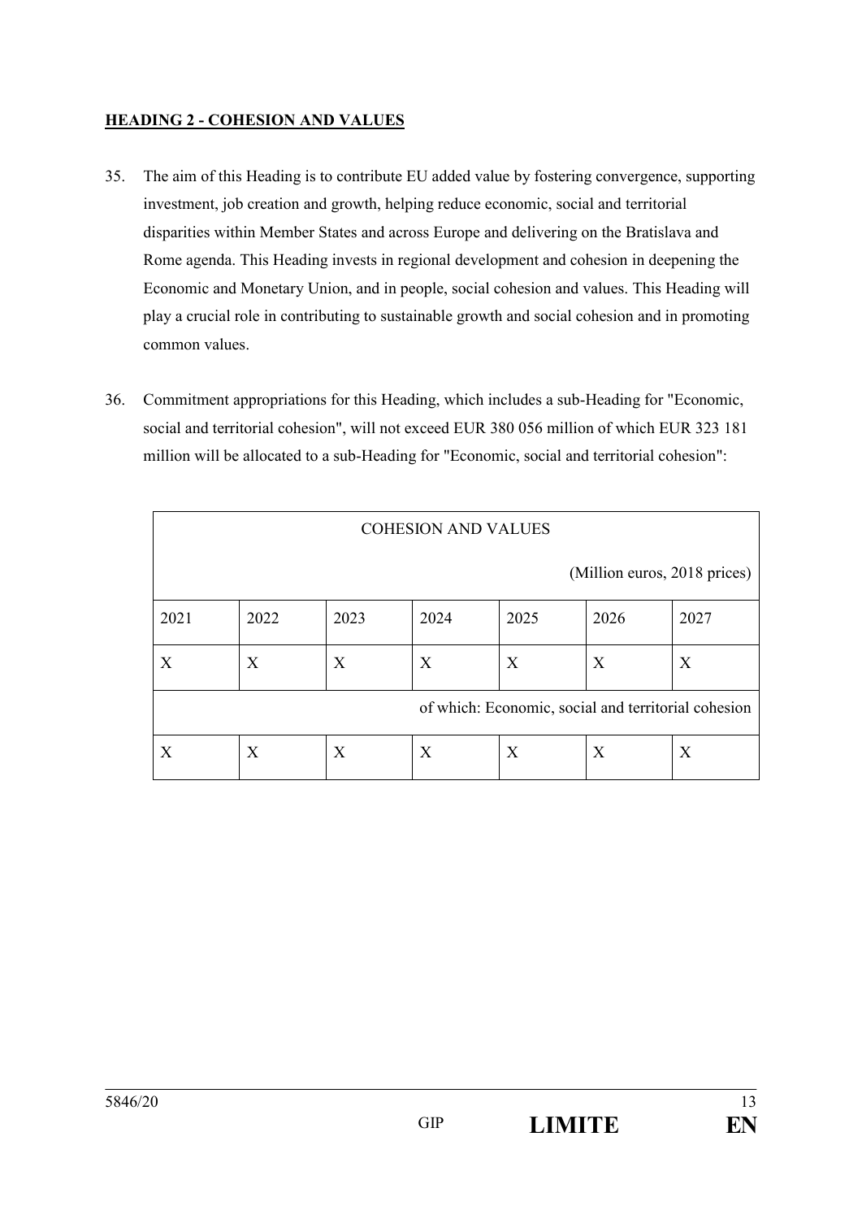**HEADING 2 - COHESION AND VALUES**

35. The aim of this Heading is to contribute EU added value by fostering convergence, supporting investment, job creation and growth, helping reduce economic, social and territorial disparities within Member States and across Europe and delivering on the Bratislava and Rome agenda. This Heading invests in regional development and cohesion in deepening the Economic and Monetary Union, and in people, social cohesion and values. This Heading will play a crucial role in contributing to sustainable growth and social cohesion and in promoting common values.

36. Commitment appropriations for this Heading, which includes a sub-Heading for "Economic, social and territorial cohesion", will not exceed EUR 380 056 million of which EUR 323 181 million will be allocated to a sub-Heading for "Economic, social and territorial cohesion":

| COHESION AND VALUES | | | | | | |
|---|---|---|---|---|---|---|
| (Million euros, 2018 prices) | | | | | | |
| 2021 | 2022 | 2023 | 2024 | 2025 | 2026 | 2027 |
| X | X | X | X | X | X | X |
| of which: Economic, social and territorial cohesion | | | | | | |
| X | X | X | X | X | X | X |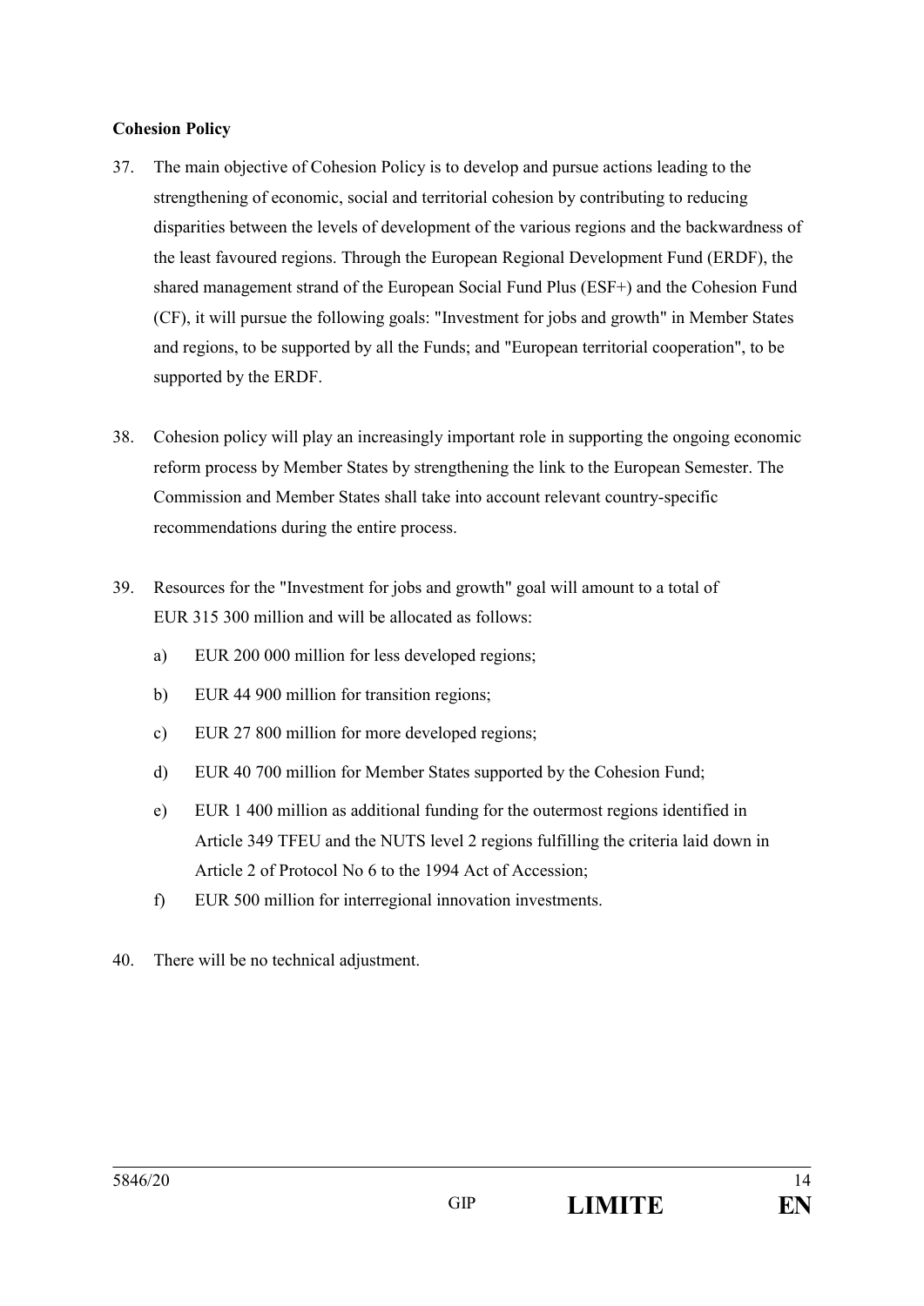**Cohesion Policy**

37. The main objective of Cohesion Policy is to develop and pursue actions leading to the strengthening of economic, social and territorial cohesion by contributing to reducing disparities between the levels of development of the various regions and the backwardness of the least favoured regions. Through the European Regional Development Fund (ERDF), the shared management strand of the European Social Fund Plus (ESF+) and the Cohesion Fund (CF), it will pursue the following goals: "Investment for jobs and growth" in Member States and regions, to be supported by all the Funds; and "European territorial cooperation", to be supported by the ERDF.

38. Cohesion policy will play an increasingly important role in supporting the ongoing economic reform process by Member States by strengthening the link to the European Semester. The Commission and Member States shall take into account relevant country-specific recommendations during the entire process.

39. Resources for the "Investment for jobs and growth" goal will amount to a total of EUR 315 300 million and will be allocated as follows:

    a) EUR 200 000 million for less developed regions;

    b) EUR 44 900 million for transition regions;

    c) EUR 27 800 million for more developed regions;

    d) EUR 40 700 million for Member States supported by the Cohesion Fund;

    e) EUR 1 400 million as additional funding for the outermost regions identified in Article 349 TFEU and the NUTS level 2 regions fulfilling the criteria laid down in Article 2 of Protocol No 6 to the 1994 Act of Accession;

    f) EUR 500 million for interregional innovation investments.

40. There will be no technical adjustment.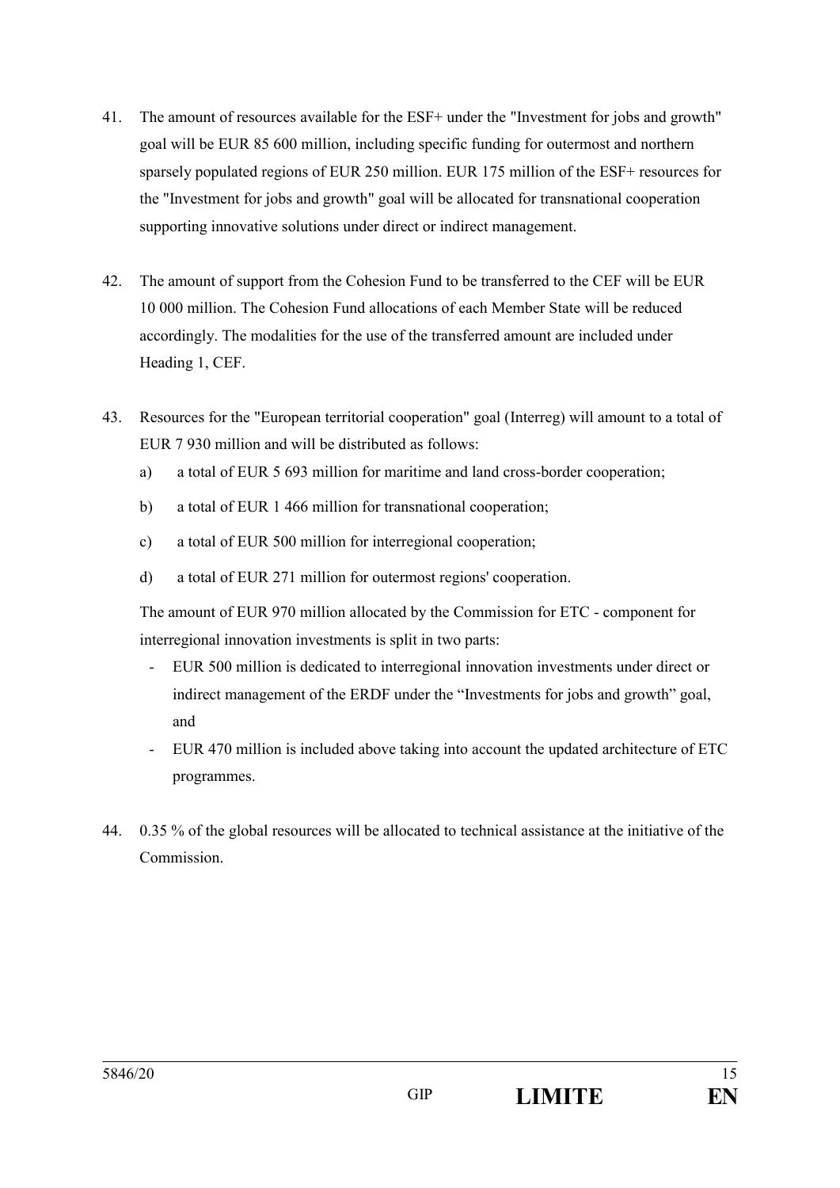41. The amount of resources available for the ESF+ under the "Investment for jobs and growth" goal will be EUR 85 600 million, including specific funding for outermost and northern sparsely populated regions of EUR 250 million. EUR 175 million of the ESF+ resources for the "Investment for jobs and growth" goal will be allocated for transnational cooperation supporting innovative solutions under direct or indirect management.

42. The amount of support from the Cohesion Fund to be transferred to the CEF will be EUR 10 000 million. The Cohesion Fund allocations of each Member State will be reduced accordingly. The modalities for the use of the transferred amount are included under Heading 1, CEF.

43. Resources for the "European territorial cooperation" goal (Interreg) will amount to a total of EUR 7 930 million and will be distributed as follows:

    a) a total of EUR 5 693 million for maritime and land cross-border cooperation;

    b) a total of EUR 1 466 million for transnational cooperation;

    c) a total of EUR 500 million for interregional cooperation;

    d) a total of EUR 271 million for outermost regions' cooperation.

    The amount of EUR 970 million allocated by the Commission for ETC - component for interregional innovation investments is split in two parts:

    - EUR 500 million is dedicated to interregional innovation investments under direct or indirect management of the ERDF under the "Investments for jobs and growth" goal, and
    - EUR 470 million is included above taking into account the updated architecture of ETC programmes.

44. 0.35 % of the global resources will be allocated to technical assistance at the initiative of the Commission.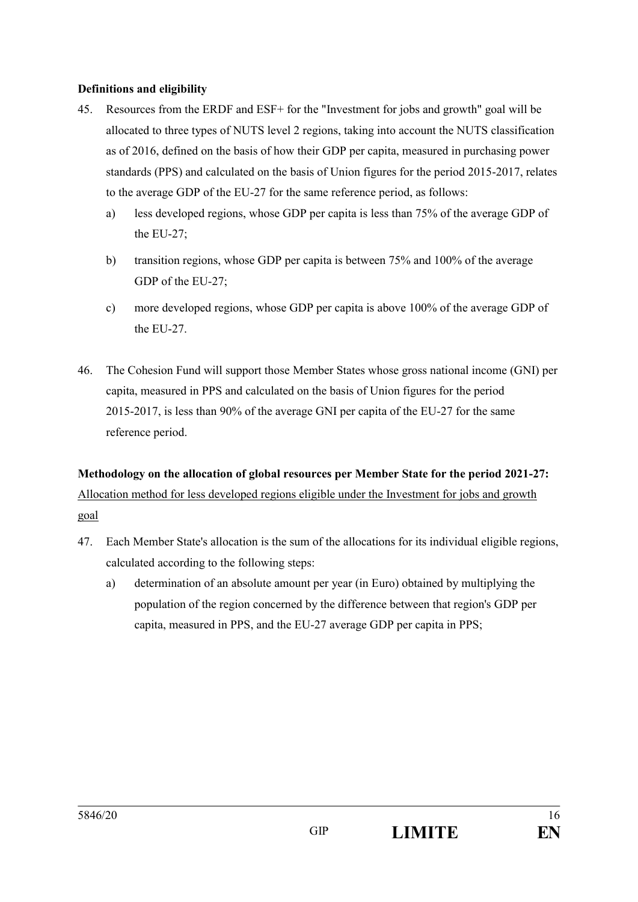**Definitions and eligibility**

45. Resources from the ERDF and ESF+ for the "Investment for jobs and growth" goal will be allocated to three types of NUTS level 2 regions, taking into account the NUTS classification as of 2016, defined on the basis of how their GDP per capita, measured in purchasing power standards (PPS) and calculated on the basis of Union figures for the period 2015-2017, relates to the average GDP of the EU-27 for the same reference period, as follows:

    a) less developed regions, whose GDP per capita is less than 75% of the average GDP of the EU-27;

    b) transition regions, whose GDP per capita is between 75% and 100% of the average GDP of the EU-27;

    c) more developed regions, whose GDP per capita is above 100% of the average GDP of the EU-27.

46. The Cohesion Fund will support those Member States whose gross national income (GNI) per capita, measured in PPS and calculated on the basis of Union figures for the period 2015-2017, is less than 90% of the average GNI per capita of the EU-27 for the same reference period.

**Methodology on the allocation of global resources per Member State for the period 2021-27:**

<u>Allocation method for less developed regions eligible under the Investment for jobs and growth goal</u>

47. Each Member State's allocation is the sum of the allocations for its individual eligible regions, calculated according to the following steps:

    a) determination of an absolute amount per year (in Euro) obtained by multiplying the population of the region concerned by the difference between that region's GDP per capita, measured in PPS, and the EU-27 average GDP per capita in PPS;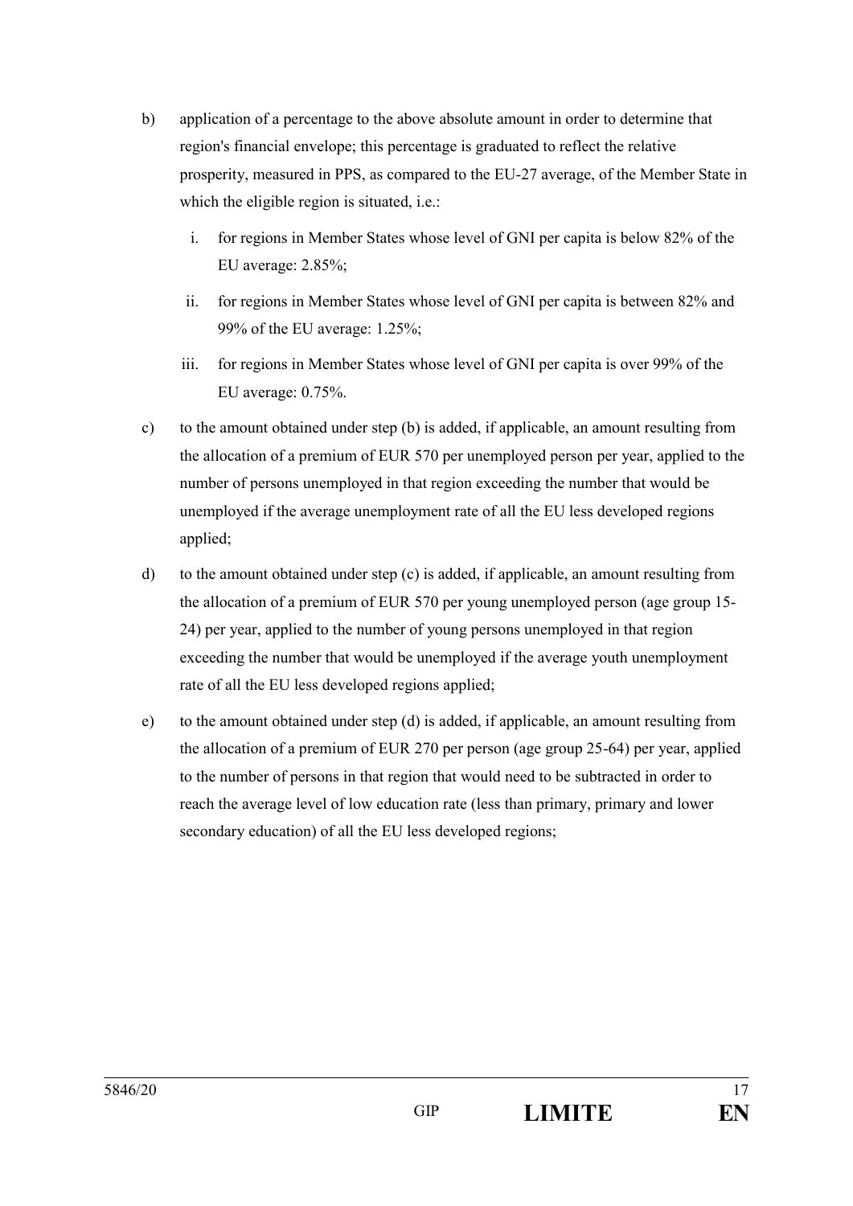b) application of a percentage to the above absolute amount in order to determine that region's financial envelope; this percentage is graduated to reflect the relative prosperity, measured in PPS, as compared to the EU-27 average, of the Member State in which the eligible region is situated, i.e.:

   i. for regions in Member States whose level of GNI per capita is below 82% of the EU average: 2.85%;

   ii. for regions in Member States whose level of GNI per capita is between 82% and 99% of the EU average: 1.25%;

   iii. for regions in Member States whose level of GNI per capita is over 99% of the EU average: 0.75%.

c) to the amount obtained under step (b) is added, if applicable, an amount resulting from the allocation of a premium of EUR 570 per unemployed person per year, applied to the number of persons unemployed in that region exceeding the number that would be unemployed if the average unemployment rate of all the EU less developed regions applied;

d) to the amount obtained under step (c) is added, if applicable, an amount resulting from the allocation of a premium of EUR 570 per young unemployed person (age group 15-24) per year, applied to the number of young persons unemployed in that region exceeding the number that would be unemployed if the average youth unemployment rate of all the EU less developed regions applied;

e) to the amount obtained under step (d) is added, if applicable, an amount resulting from the allocation of a premium of EUR 270 per person (age group 25-64) per year, applied to the number of persons in that region that would need to be subtracted in order to reach the average level of low education rate (less than primary, primary and lower secondary education) of all the EU less developed regions;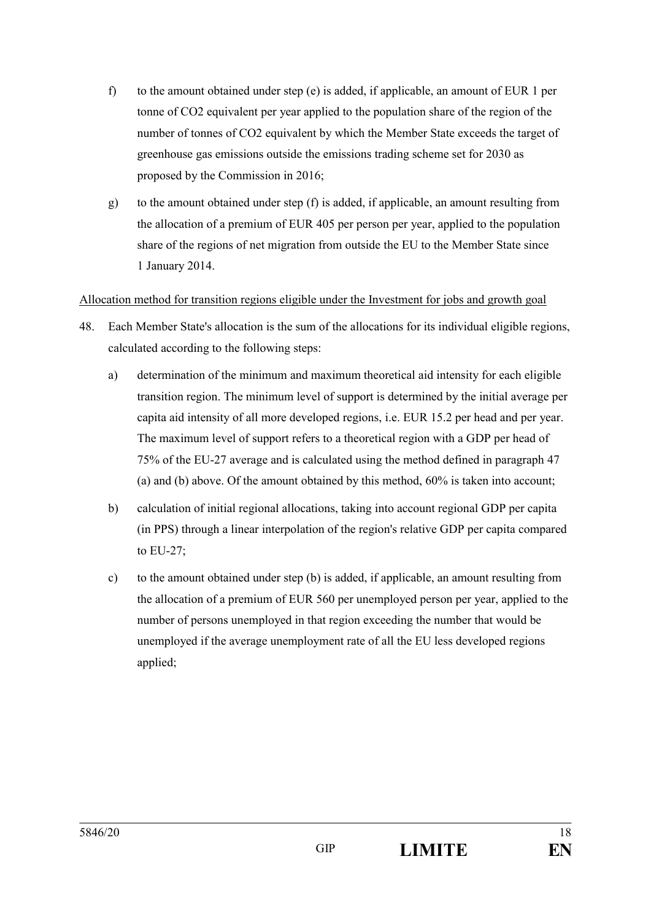f) to the amount obtained under step (e) is added, if applicable, an amount of EUR 1 per tonne of $CO_2$ equivalent per year applied to the population share of the region of the number of tonnes of $CO_2$ equivalent by which the Member State exceeds the target of greenhouse gas emissions outside the emissions trading scheme set for 2030 as proposed by the Commission in 2016;

g) to the amount obtained under step (f) is added, if applicable, an amount resulting from the allocation of a premium of EUR 405 per person per year, applied to the population share of the regions of net migration from outside the EU to the Member State since 1 January 2014.

<u>Allocation method for transition regions eligible under the Investment for jobs and growth goal</u>

48. Each Member State's allocation is the sum of the allocations for its individual eligible regions, calculated according to the following steps:

   a) determination of the minimum and maximum theoretical aid intensity for each eligible transition region. The minimum level of support is determined by the initial average per capita aid intensity of all more developed regions, i.e. EUR 15.2 per head and per year. The maximum level of support refers to a theoretical region with a GDP per head of 75% of the EU-27 average and is calculated using the method defined in paragraph 47 (a) and (b) above. Of the amount obtained by this method, 60% is taken into account;

   b) calculation of initial regional allocations, taking into account regional GDP per capita (in PPS) through a linear interpolation of the region's relative GDP per capita compared to EU-27;

   c) to the amount obtained under step (b) is added, if applicable, an amount resulting from the allocation of a premium of EUR 560 per unemployed person per year, applied to the number of persons unemployed in that region exceeding the number that would be unemployed if the average unemployment rate of all the EU less developed regions applied;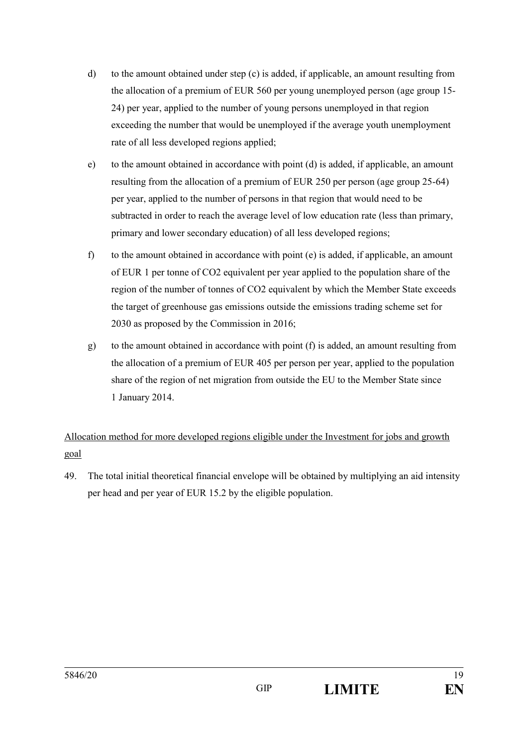d) to the amount obtained under step (c) is added, if applicable, an amount resulting from the allocation of a premium of EUR 560 per young unemployed person (age group 15-24) per year, applied to the number of young persons unemployed in that region exceeding the number that would be unemployed if the average youth unemployment rate of all less developed regions applied;

e) to the amount obtained in accordance with point (d) is added, if applicable, an amount resulting from the allocation of a premium of EUR 250 per person (age group 25-64) per year, applied to the number of persons in that region that would need to be subtracted in order to reach the average level of low education rate (less than primary, primary and lower secondary education) of all less developed regions;

f) to the amount obtained in accordance with point (e) is added, if applicable, an amount of EUR 1 per tonne of $CO_2$ equivalent per year applied to the population share of the region of the number of tonnes of $CO_2$ equivalent by which the Member State exceeds the target of greenhouse gas emissions outside the emissions trading scheme set for 2030 as proposed by the Commission in 2016;

g) to the amount obtained in accordance with point (f) is added, an amount resulting from the allocation of a premium of EUR 405 per person per year, applied to the population share of the region of net migration from outside the EU to the Member State since 1 January 2014.

<u>Allocation method for more developed regions eligible under the Investment for jobs and growth goal</u>

49. The total initial theoretical financial envelope will be obtained by multiplying an aid intensity per head and per year of EUR 15.2 by the eligible population.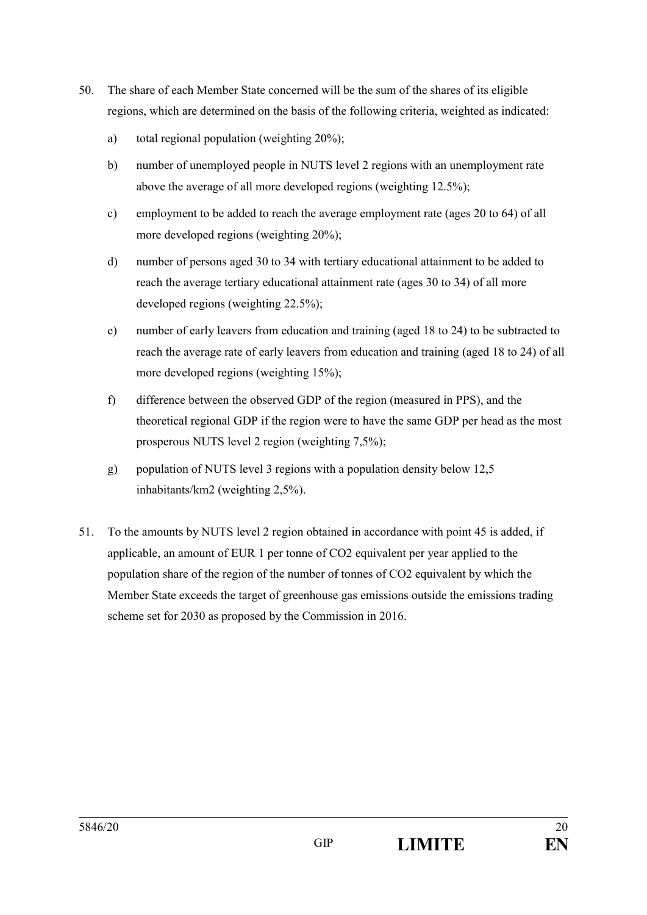50. The share of each Member State concerned will be the sum of the shares of its eligible regions, which are determined on the basis of the following criteria, weighted as indicated:

    a) total regional population (weighting 20%);

    b) number of unemployed people in NUTS level 2 regions with an unemployment rate above the average of all more developed regions (weighting 12.5%);

    c) employment to be added to reach the average employment rate (ages 20 to 64) of all more developed regions (weighting 20%);

    d) number of persons aged 30 to 34 with tertiary educational attainment to be added to reach the average tertiary educational attainment rate (ages 30 to 34) of all more developed regions (weighting 22.5%);

    e) number of early leavers from education and training (aged 18 to 24) to be subtracted to reach the average rate of early leavers from education and training (aged 18 to 24) of all more developed regions (weighting 15%);

    f) difference between the observed GDP of the region (measured in PPS), and the theoretical regional GDP if the region were to have the same GDP per head as the most prosperous NUTS level 2 region (weighting 7,5%);

    g) population of NUTS level 3 regions with a population density below 12,5 inhabitants/km2 (weighting 2,5%).

51. To the amounts by NUTS level 2 region obtained in accordance with point 45 is added, if applicable, an amount of EUR 1 per tonne of $CO_2$ equivalent per year applied to the population share of the region of the number of tonnes of $CO_2$ equivalent by which the Member State exceeds the target of greenhouse gas emissions outside the emissions trading scheme set for 2030 as proposed by the Commission in 2016.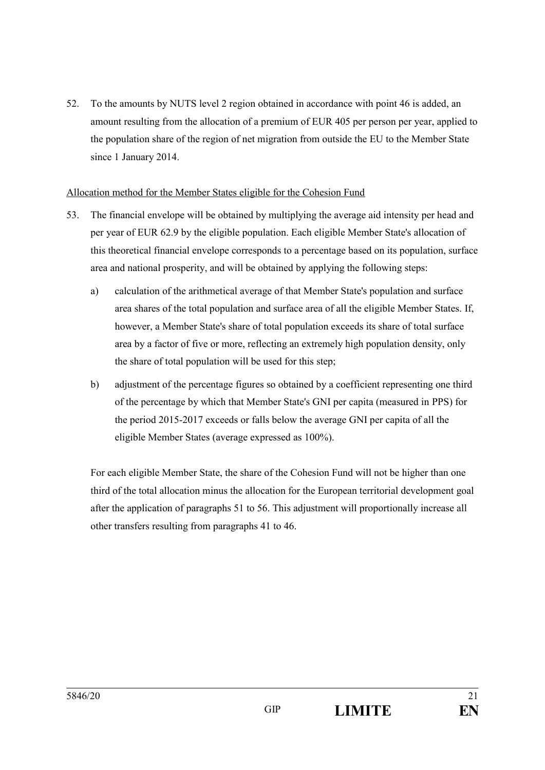52. To the amounts by NUTS level 2 region obtained in accordance with point 46 is added, an amount resulting from the allocation of a premium of EUR 405 per person per year, applied to the population share of the region of net migration from outside the EU to the Member State since 1 January 2014.

Allocation method for the Member States eligible for the Cohesion Fund

53. The financial envelope will be obtained by multiplying the average aid intensity per head and per year of EUR 62.9 by the eligible population. Each eligible Member State's allocation of this theoretical financial envelope corresponds to a percentage based on its population, surface area and national prosperity, and will be obtained by applying the following steps:

    a) calculation of the arithmetical average of that Member State's population and surface area shares of the total population and surface area of all the eligible Member States. If, however, a Member State's share of total population exceeds its share of total surface area by a factor of five or more, reflecting an extremely high population density, only the share of total population will be used for this step;

    b) adjustment of the percentage figures so obtained by a coefficient representing one third of the percentage by which that Member State's GNI per capita (measured in PPS) for the period 2015-2017 exceeds or falls below the average GNI per capita of all the eligible Member States (average expressed as 100%).

    For each eligible Member State, the share of the Cohesion Fund will not be higher than one third of the total allocation minus the allocation for the European territorial development goal after the application of paragraphs 51 to 56. This adjustment will proportionally increase all other transfers resulting from paragraphs 41 to 46.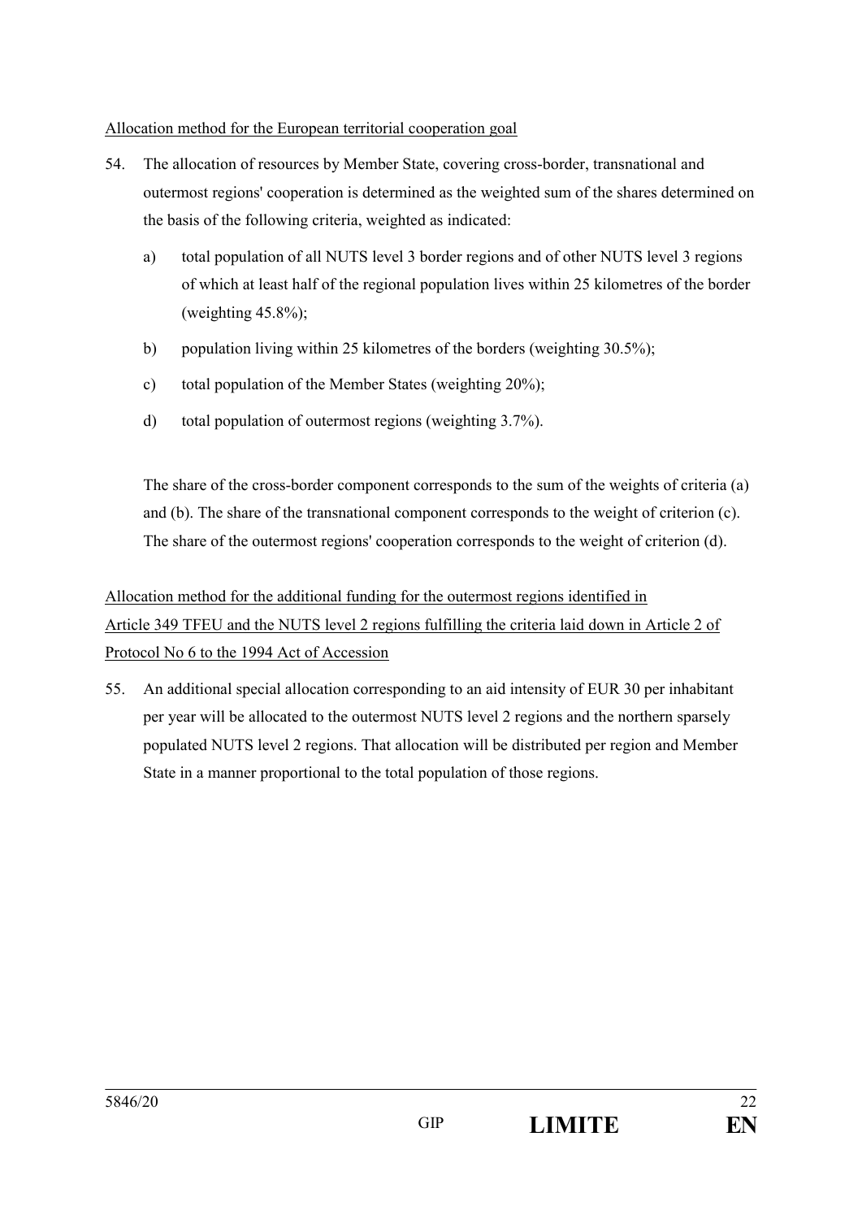Allocation method for the European territorial cooperation goal

54. The allocation of resources by Member State, covering cross-border, transnational and outermost regions' cooperation is determined as the weighted sum of the shares determined on the basis of the following criteria, weighted as indicated:

    a) total population of all NUTS level 3 border regions and of other NUTS level 3 regions of which at least half of the regional population lives within 25 kilometres of the border (weighting 45.8%);

    b) population living within 25 kilometres of the borders (weighting 30.5%);

    c) total population of the Member States (weighting 20%);

    d) total population of outermost regions (weighting 3.7%).

    The share of the cross-border component corresponds to the sum of the weights of criteria (a) and (b). The share of the transnational component corresponds to the weight of criterion (c). The share of the outermost regions' cooperation corresponds to the weight of criterion (d).

Allocation method for the additional funding for the outermost regions identified in Article 349 TFEU and the NUTS level 2 regions fulfilling the criteria laid down in Article 2 of Protocol No 6 to the 1994 Act of Accession

55. An additional special allocation corresponding to an aid intensity of EUR 30 per inhabitant per year will be allocated to the outermost NUTS level 2 regions and the northern sparsely populated NUTS level 2 regions. That allocation will be distributed per region and Member State in a manner proportional to the total population of those regions.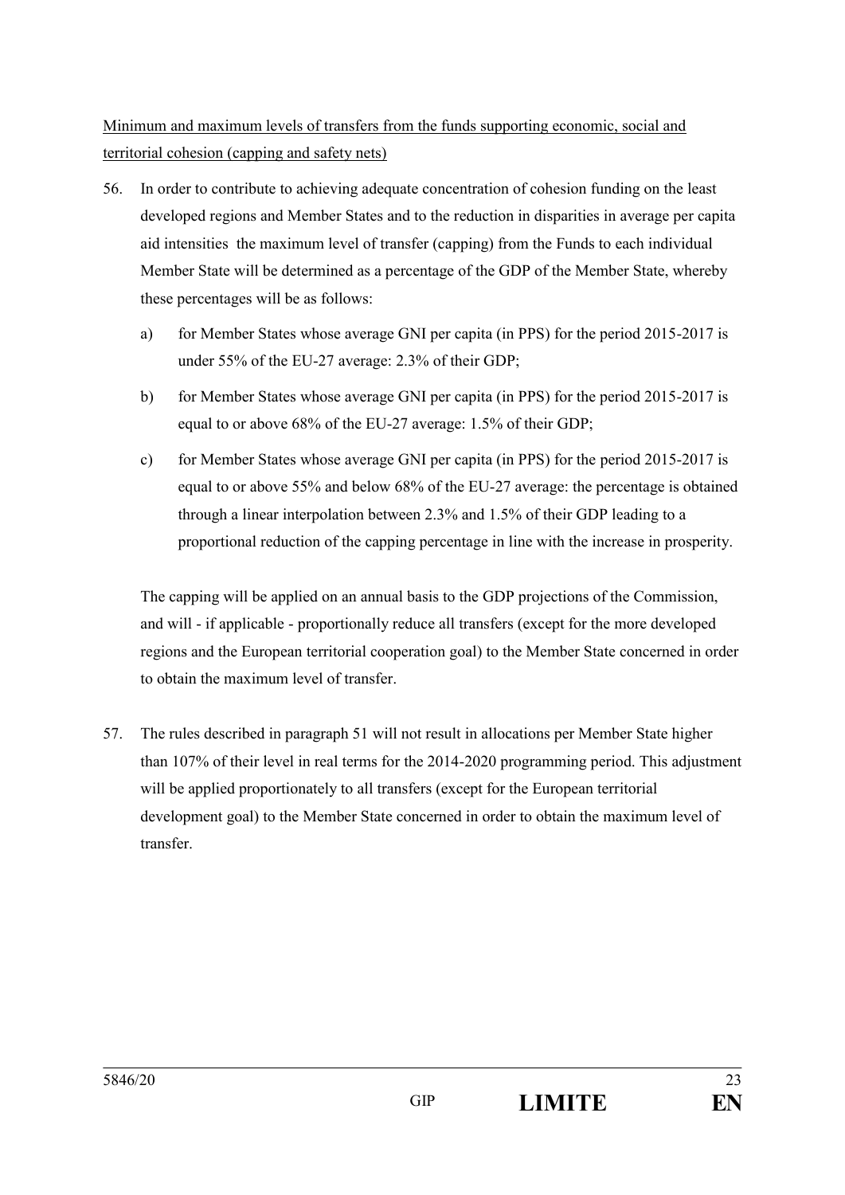<u>Minimum and maximum levels of transfers from the funds supporting economic, social and territorial cohesion (capping and safety nets)</u>

56. In order to contribute to achieving adequate concentration of cohesion funding on the least developed regions and Member States and to the reduction in disparities in average per capita aid intensities the maximum level of transfer (capping) from the Funds to each individual Member State will be determined as a percentage of the GDP of the Member State, whereby these percentages will be as follows:

    a) for Member States whose average GNI per capita (in PPS) for the period 2015-2017 is under 55% of the EU-27 average: 2.3% of their GDP;

    b) for Member States whose average GNI per capita (in PPS) for the period 2015-2017 is equal to or above 68% of the EU-27 average: 1.5% of their GDP;

    c) for Member States whose average GNI per capita (in PPS) for the period 2015-2017 is equal to or above 55% and below 68% of the EU-27 average: the percentage is obtained through a linear interpolation between 2.3% and 1.5% of their GDP leading to a proportional reduction of the capping percentage in line with the increase in prosperity.

    The capping will be applied on an annual basis to the GDP projections of the Commission, and will - if applicable - proportionally reduce all transfers (except for the more developed regions and the European territorial cooperation goal) to the Member State concerned in order to obtain the maximum level of transfer.

57. The rules described in paragraph 51 will not result in allocations per Member State higher than 107% of their level in real terms for the 2014-2020 programming period. This adjustment will be applied proportionately to all transfers (except for the European territorial development goal) to the Member State concerned in order to obtain the maximum level of transfer.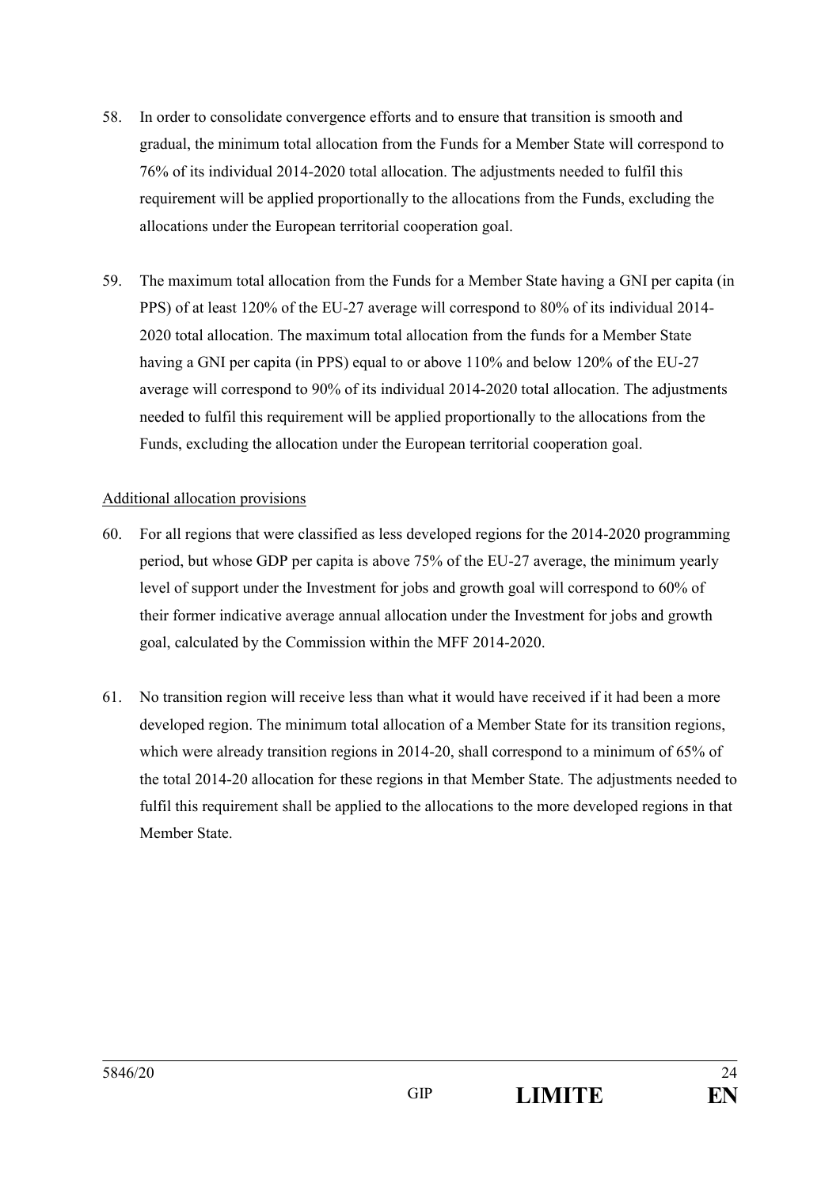58. In order to consolidate convergence efforts and to ensure that transition is smooth and gradual, the minimum total allocation from the Funds for a Member State will correspond to 76% of its individual 2014-2020 total allocation. The adjustments needed to fulfil this requirement will be applied proportionally to the allocations from the Funds, excluding the allocations under the European territorial cooperation goal.

59. The maximum total allocation from the Funds for a Member State having a GNI per capita (in PPS) of at least 120% of the EU-27 average will correspond to 80% of its individual 2014-2020 total allocation. The maximum total allocation from the funds for a Member State having a GNI per capita (in PPS) equal to or above 110% and below 120% of the EU-27 average will correspond to 90% of its individual 2014-2020 total allocation. The adjustments needed to fulfil this requirement will be applied proportionally to the allocations from the Funds, excluding the allocation under the European territorial cooperation goal.

Additional allocation provisions

60. For all regions that were classified as less developed regions for the 2014-2020 programming period, but whose GDP per capita is above 75% of the EU-27 average, the minimum yearly level of support under the Investment for jobs and growth goal will correspond to 60% of their former indicative average annual allocation under the Investment for jobs and growth goal, calculated by the Commission within the MFF 2014-2020.

61. No transition region will receive less than what it would have received if it had been a more developed region. The minimum total allocation of a Member State for its transition regions, which were already transition regions in 2014-20, shall correspond to a minimum of 65% of the total 2014-20 allocation for these regions in that Member State. The adjustments needed to fulfil this requirement shall be applied to the allocations to the more developed regions in that Member State.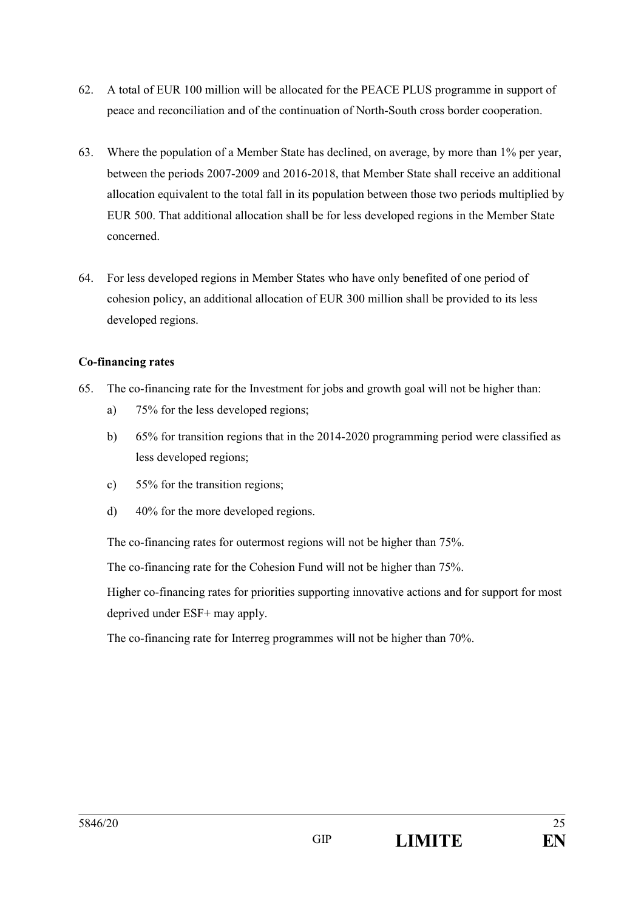62. A total of EUR 100 million will be allocated for the PEACE PLUS programme in support of peace and reconciliation and of the continuation of North-South cross border cooperation.

63. Where the population of a Member State has declined, on average, by more than 1% per year, between the periods 2007-2009 and 2016-2018, that Member State shall receive an additional allocation equivalent to the total fall in its population between those two periods multiplied by EUR 500. That additional allocation shall be for less developed regions in the Member State concerned.

64. For less developed regions in Member States who have only benefited of one period of cohesion policy, an additional allocation of EUR 300 million shall be provided to its less developed regions.

**Co-financing rates**

65. The co-financing rate for the Investment for jobs and growth goal will not be higher than:
    a) 75% for the less developed regions;
    b) 65% for transition regions that in the 2014-2020 programming period were classified as less developed regions;
    c) 55% for the transition regions;
    d) 40% for the more developed regions.

    The co-financing rates for outermost regions will not be higher than 75%.

    The co-financing rate for the Cohesion Fund will not be higher than 75%.

    Higher co-financing rates for priorities supporting innovative actions and for support for most deprived under ESF+ may apply.

    The co-financing rate for Interreg programmes will not be higher than 70%.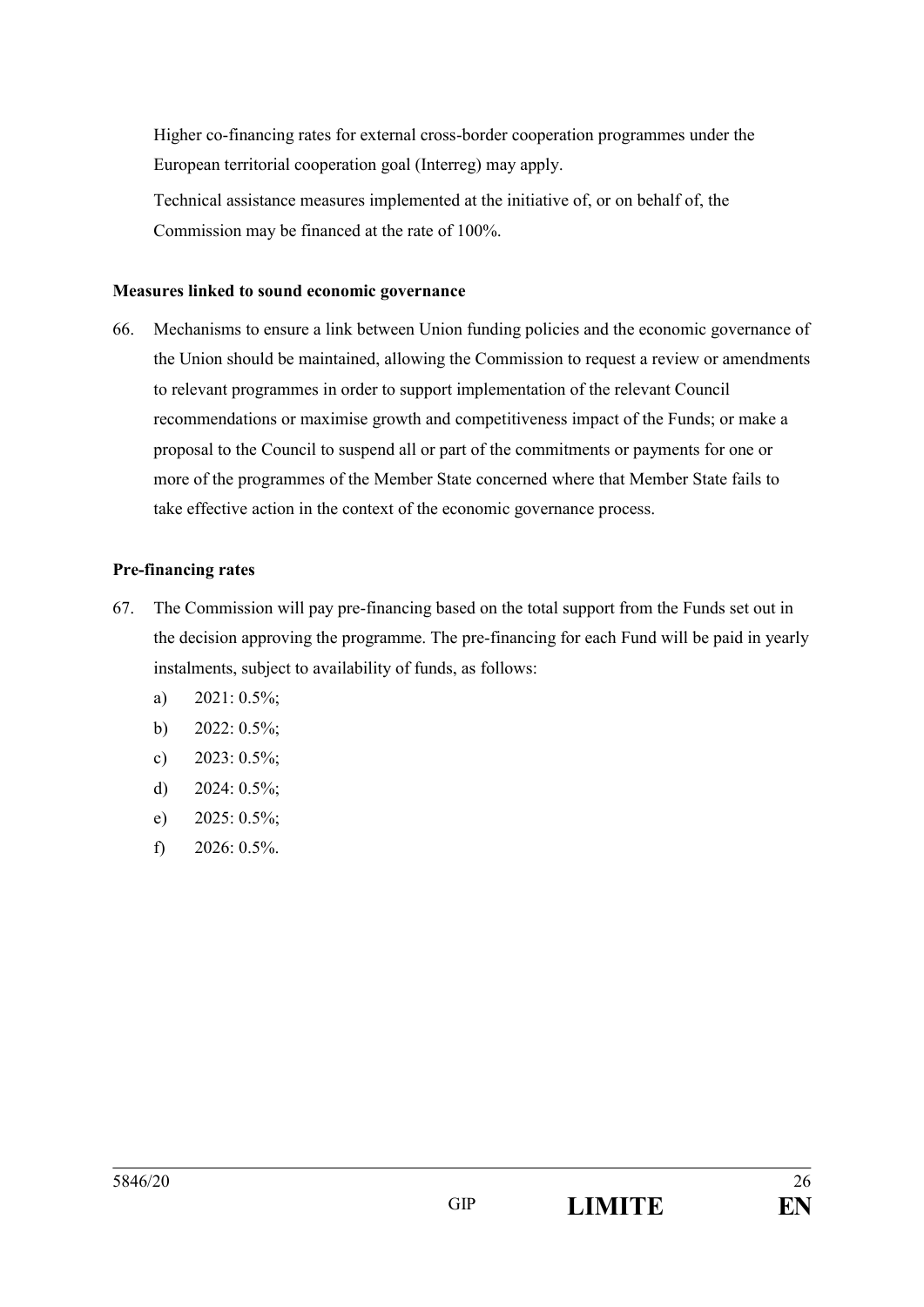Higher co-financing rates for external cross-border cooperation programmes under the European territorial cooperation goal (Interreg) may apply.

Technical assistance measures implemented at the initiative of, or on behalf of, the Commission may be financed at the rate of 100%.

**Measures linked to sound economic governance**

66. Mechanisms to ensure a link between Union funding policies and the economic governance of the Union should be maintained, allowing the Commission to request a review or amendments to relevant programmes in order to support implementation of the relevant Council recommendations or maximise growth and competitiveness impact of the Funds; or make a proposal to the Council to suspend all or part of the commitments or payments for one or more of the programmes of the Member State concerned where that Member State fails to take effective action in the context of the economic governance process.

**Pre-financing rates**

67. The Commission will pay pre-financing based on the total support from the Funds set out in the decision approving the programme. The pre-financing for each Fund will be paid in yearly instalments, subject to availability of funds, as follows:

    a) 2021: 0.5%;

    b) 2022: 0.5%;

    c) 2023: 0.5%;

    d) 2024: 0.5%;

    e) 2025: 0.5%;

    f) 2026: 0.5%.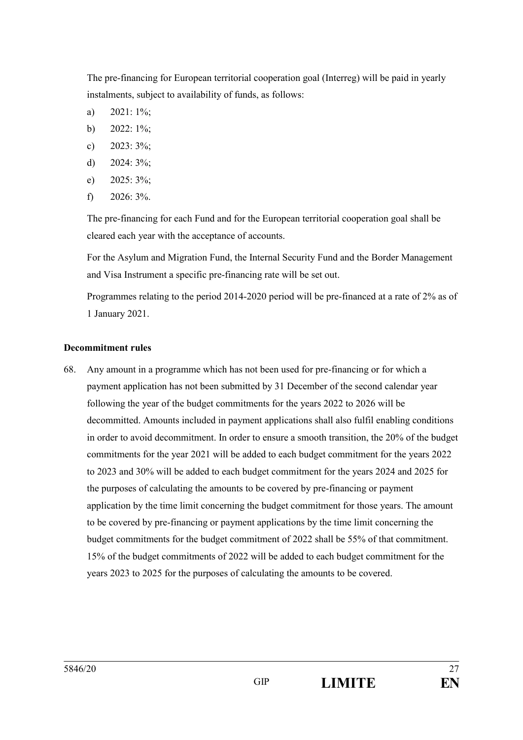The pre-financing for European territorial cooperation goal (Interreg) will be paid in yearly instalments, subject to availability of funds, as follows:

a) 2021: 1%;

b) 2022: 1%;

c) 2023: 3%;

d) 2024: 3%;

e) 2025: 3%;

f) 2026: 3%.

The pre-financing for each Fund and for the European territorial cooperation goal shall be cleared each year with the acceptance of accounts.

For the Asylum and Migration Fund, the Internal Security Fund and the Border Management and Visa Instrument a specific pre-financing rate will be set out.

Programmes relating to the period 2014-2020 period will be pre-financed at a rate of 2% as of 1 January 2021.

**Decommitment rules**

68. Any amount in a programme which has not been used for pre-financing or for which a payment application has not been submitted by 31 December of the second calendar year following the year of the budget commitments for the years 2022 to 2026 will be decommitted. Amounts included in payment applications shall also fulfil enabling conditions in order to avoid decommitment. In order to ensure a smooth transition, the 20% of the budget commitments for the year 2021 will be added to each budget commitment for the years 2022 to 2023 and 30% will be added to each budget commitment for the years 2024 and 2025 for the purposes of calculating the amounts to be covered by pre-financing or payment application by the time limit concerning the budget commitment for those years. The amount to be covered by pre-financing or payment applications by the time limit concerning the budget commitments for the budget commitment of 2022 shall be 55% of that commitment. 15% of the budget commitments of 2022 will be added to each budget commitment for the years 2023 to 2025 for the purposes of calculating the amounts to be covered.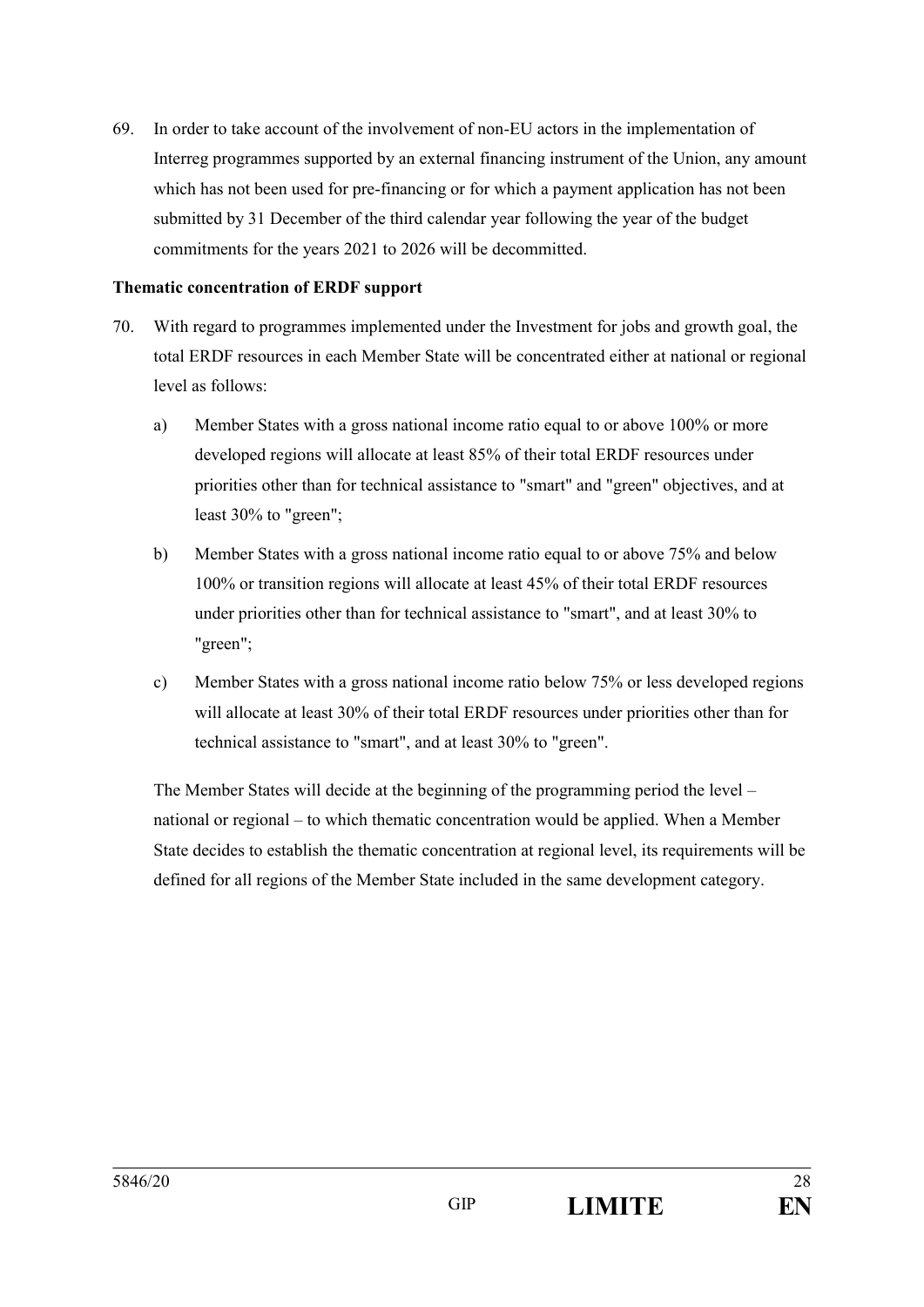69. In order to take account of the involvement of non-EU actors in the implementation of Interreg programmes supported by an external financing instrument of the Union, any amount which has not been used for pre-financing or for which a payment application has not been submitted by 31 December of the third calendar year following the year of the budget commitments for the years 2021 to 2026 will be decommitted.

**Thematic concentration of ERDF support**

70. With regard to programmes implemented under the Investment for jobs and growth goal, the total ERDF resources in each Member State will be concentrated either at national or regional level as follows:

    a) Member States with a gross national income ratio equal to or above 100% or more developed regions will allocate at least 85% of their total ERDF resources under priorities other than for technical assistance to "smart" and "green" objectives, and at least 30% to "green";

    b) Member States with a gross national income ratio equal to or above 75% and below 100% or transition regions will allocate at least 45% of their total ERDF resources under priorities other than for technical assistance to "smart", and at least 30% to "green";

    c) Member States with a gross national income ratio below 75% or less developed regions will allocate at least 30% of their total ERDF resources under priorities other than for technical assistance to "smart", and at least 30% to "green".

    The Member States will decide at the beginning of the programming period the level – national or regional – to which thematic concentration would be applied. When a Member State decides to establish the thematic concentration at regional level, its requirements will be defined for all regions of the Member State included in the same development category.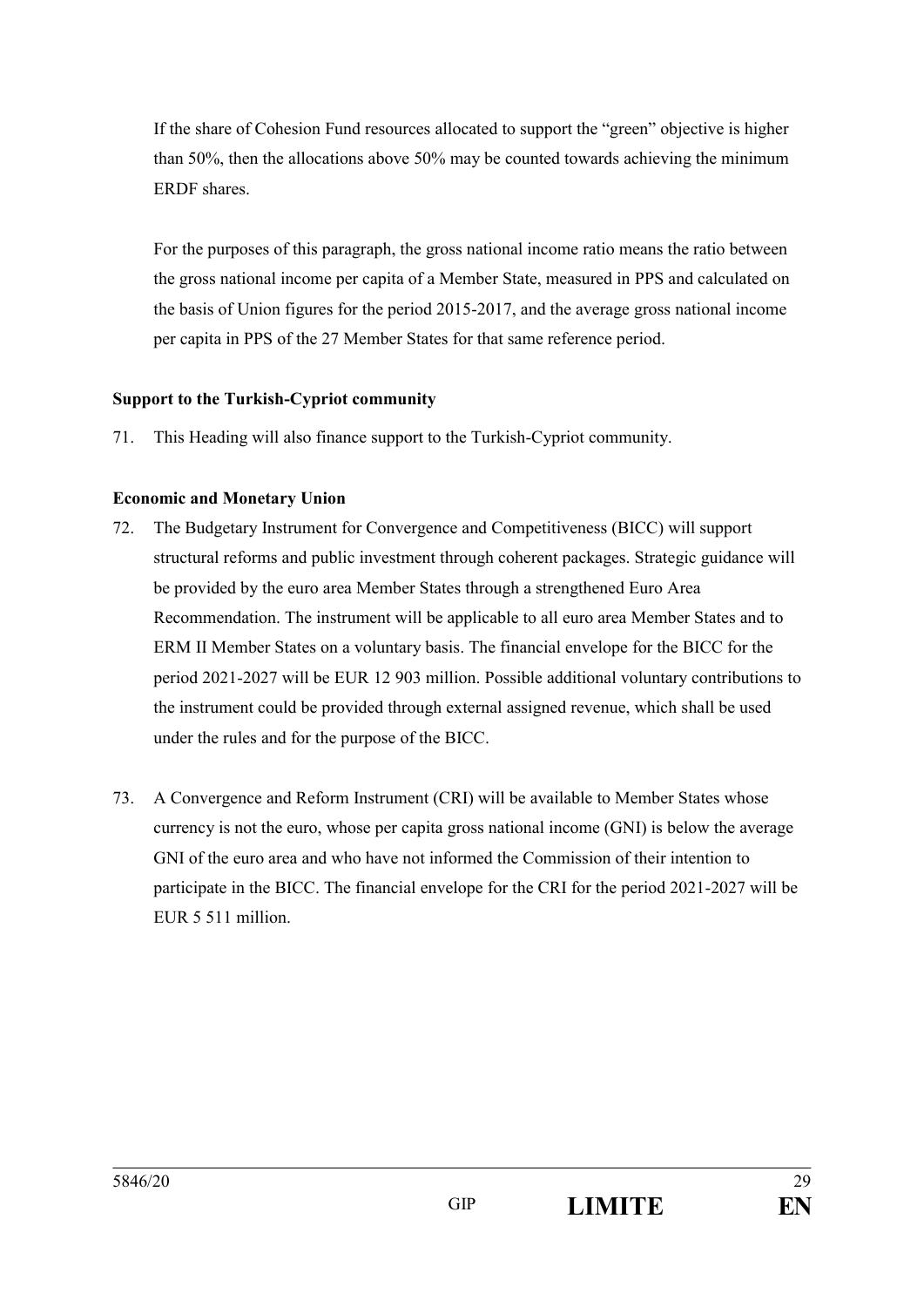If the share of Cohesion Fund resources allocated to support the "green" objective is higher than 50%, then the allocations above 50% may be counted towards achieving the minimum ERDF shares.

For the purposes of this paragraph, the gross national income ratio means the ratio between the gross national income per capita of a Member State, measured in PPS and calculated on the basis of Union figures for the period 2015-2017, and the average gross national income per capita in PPS of the 27 Member States for that same reference period.

**Support to the Turkish-Cypriot community**

71. This Heading will also finance support to the Turkish-Cypriot community.

**Economic and Monetary Union**

72. The Budgetary Instrument for Convergence and Competitiveness (BICC) will support structural reforms and public investment through coherent packages. Strategic guidance will be provided by the euro area Member States through a strengthened Euro Area Recommendation. The instrument will be applicable to all euro area Member States and to ERM II Member States on a voluntary basis. The financial envelope for the BICC for the period 2021-2027 will be EUR 12 903 million. Possible additional voluntary contributions to the instrument could be provided through external assigned revenue, which shall be used under the rules and for the purpose of the BICC.

73. A Convergence and Reform Instrument (CRI) will be available to Member States whose currency is not the euro, whose per capita gross national income (GNI) is below the average GNI of the euro area and who have not informed the Commission of their intention to participate in the BICC. The financial envelope for the CRI for the period 2021-2027 will be EUR 5 511 million.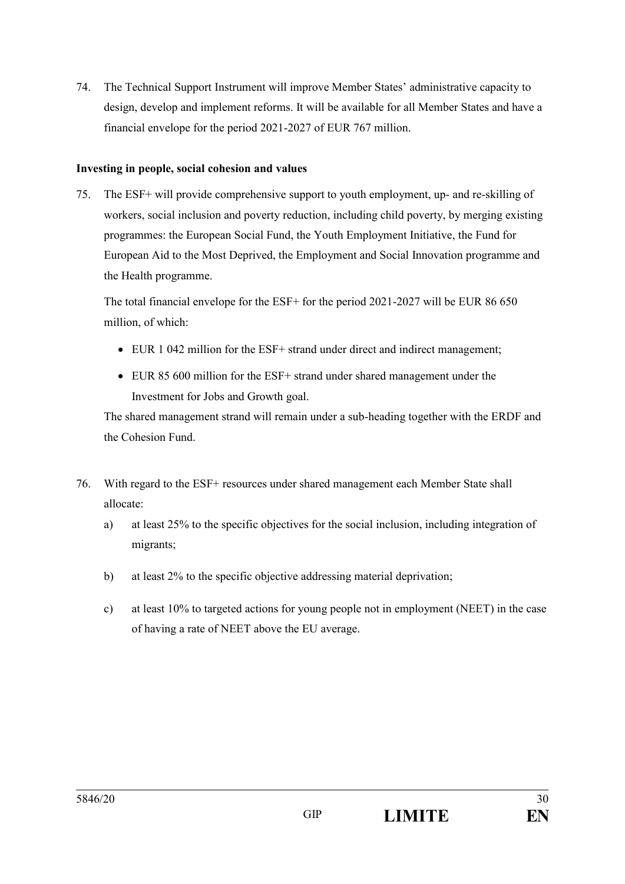74. The Technical Support Instrument will improve Member States' administrative capacity to design, develop and implement reforms. It will be available for all Member States and have a financial envelope for the period 2021-2027 of EUR 767 million.

**Investing in people, social cohesion and values**

75. The ESF+ will provide comprehensive support to youth employment, up- and re-skilling of workers, social inclusion and poverty reduction, including child poverty, by merging existing programmes: the European Social Fund, the Youth Employment Initiative, the Fund for European Aid to the Most Deprived, the Employment and Social Innovation programme and the Health programme.

    The total financial envelope for the ESF+ for the period 2021-2027 will be EUR 86 650 million, of which:

    - EUR 1 042 million for the ESF+ strand under direct and indirect management;
    - EUR 85 600 million for the ESF+ strand under shared management under the Investment for Jobs and Growth goal.

    The shared management strand will remain under a sub-heading together with the ERDF and the Cohesion Fund.

76. With regard to the ESF+ resources under shared management each Member State shall allocate:

    a) at least 25% to the specific objectives for the social inclusion, including integration of migrants;

    b) at least 2% to the specific objective addressing material deprivation;

    c) at least 10% to targeted actions for young people not in employment (NEET) in the case of having a rate of NEET above the EU average.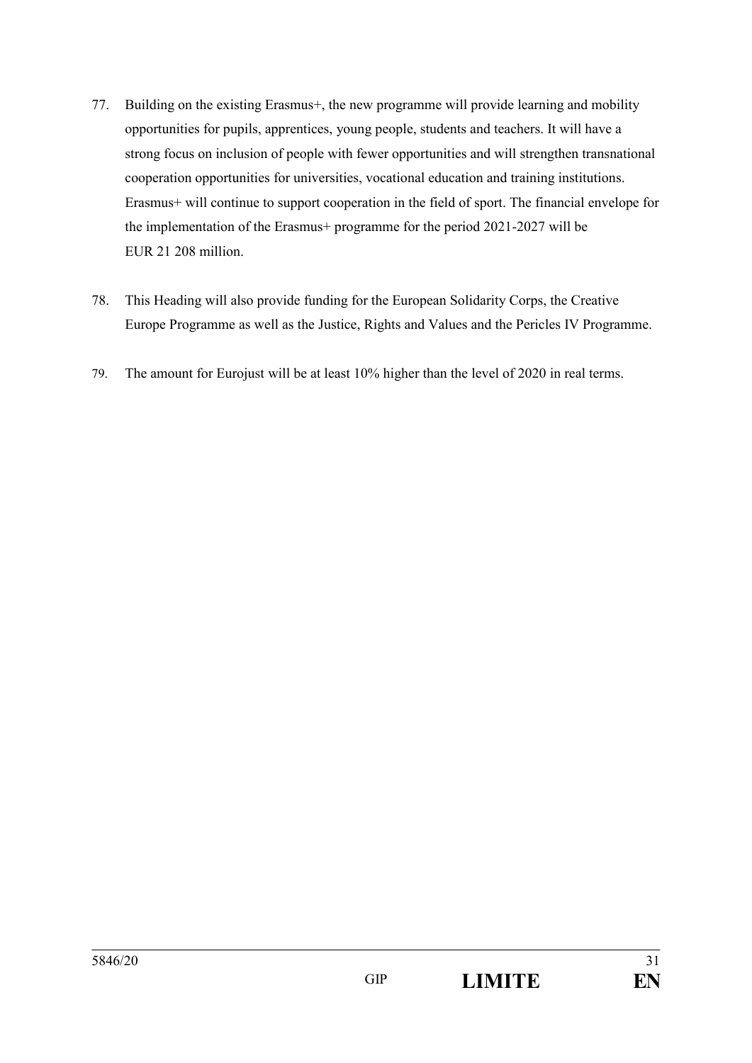77. Building on the existing Erasmus+, the new programme will provide learning and mobility opportunities for pupils, apprentices, young people, students and teachers. It will have a strong focus on inclusion of people with fewer opportunities and will strengthen transnational cooperation opportunities for universities, vocational education and training institutions. Erasmus+ will continue to support cooperation in the field of sport. The financial envelope for the implementation of the Erasmus+ programme for the period 2021-2027 will be EUR 21 208 million.

78. This Heading will also provide funding for the European Solidarity Corps, the Creative Europe Programme as well as the Justice, Rights and Values and the Pericles IV Programme.

79. The amount for Eurojust will be at least 10% higher than the level of 2020 in real terms.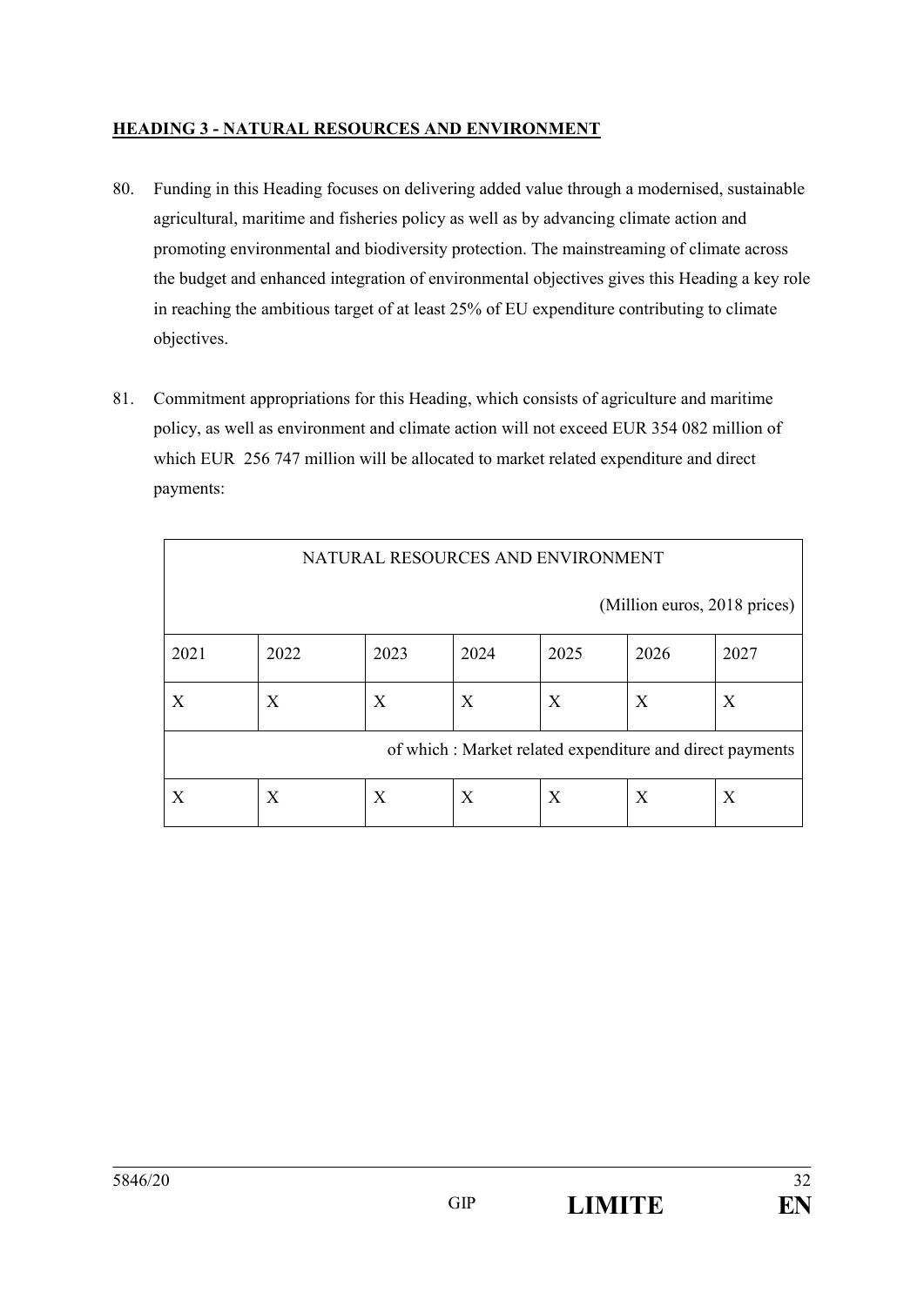**HEADING 3 - NATURAL RESOURCES AND ENVIRONMENT**

80. Funding in this Heading focuses on delivering added value through a modernised, sustainable agricultural, maritime and fisheries policy as well as by advancing climate action and promoting environmental and biodiversity protection. The mainstreaming of climate across the budget and enhanced integration of environmental objectives gives this Heading a key role in reaching the ambitious target of at least 25% of EU expenditure contributing to climate objectives.

81. Commitment appropriations for this Heading, which consists of agriculture and maritime policy, as well as environment and climate action will not exceed EUR 354 082 million of which EUR 256 747 million will be allocated to market related expenditure and direct payments:

| NATURAL RESOURCES AND ENVIRONMENT (Million euros, 2018 prices) | | | | | | |
|---|---|---|---|---|---|---|
| 2021 | 2022 | 2023 | 2024 | 2025 | 2026 | 2027 |
| X | X | X | X | X | X | X |
| of which : Market related expenditure and direct payments | | | | | | |
| X | X | X | X | X | X | X |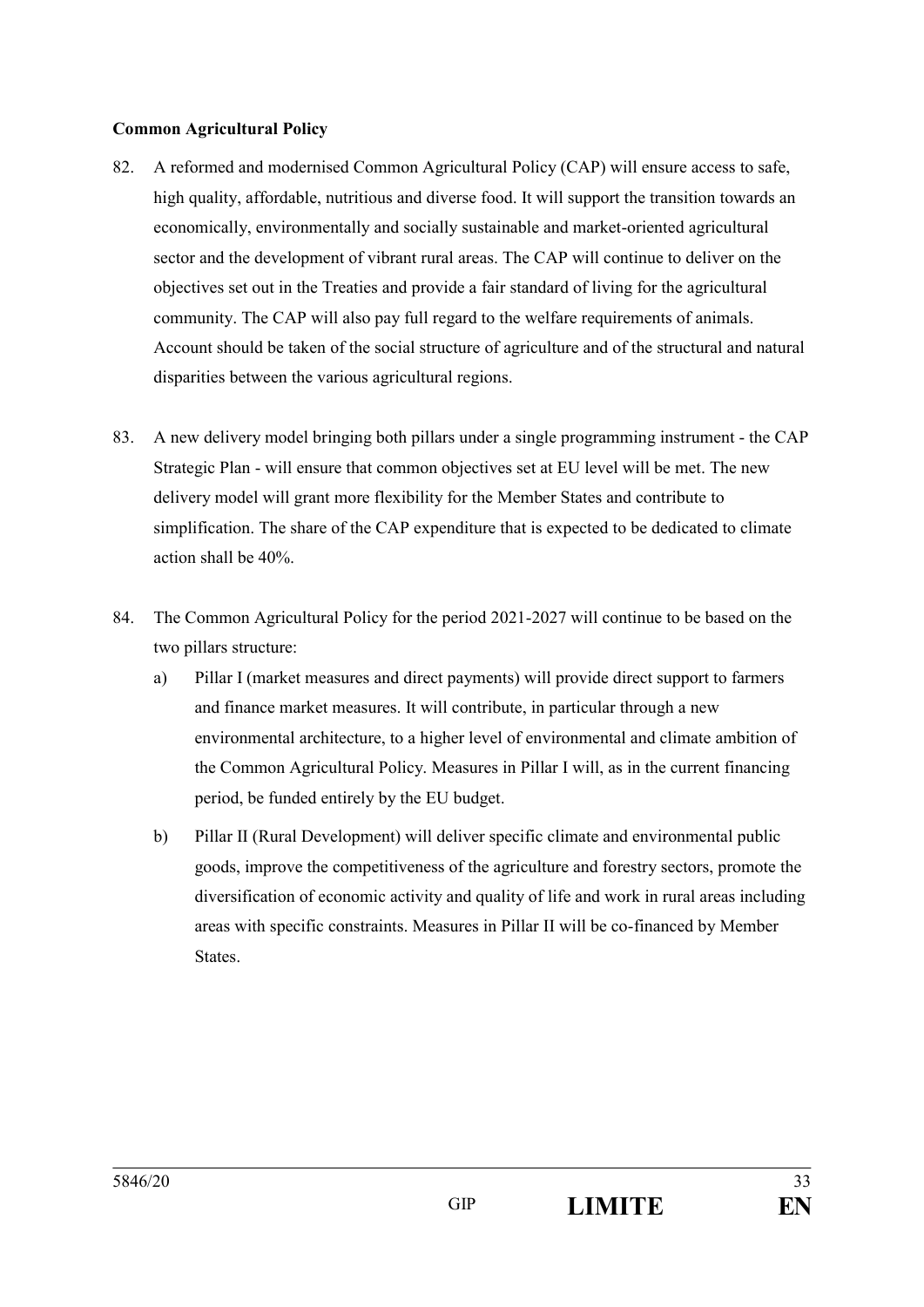**Common Agricultural Policy**

82. A reformed and modernised Common Agricultural Policy (CAP) will ensure access to safe, high quality, affordable, nutritious and diverse food. It will support the transition towards an economically, environmentally and socially sustainable and market-oriented agricultural sector and the development of vibrant rural areas. The CAP will continue to deliver on the objectives set out in the Treaties and provide a fair standard of living for the agricultural community. The CAP will also pay full regard to the welfare requirements of animals. Account should be taken of the social structure of agriculture and of the structural and natural disparities between the various agricultural regions.

83. A new delivery model bringing both pillars under a single programming instrument - the CAP Strategic Plan - will ensure that common objectives set at EU level will be met. The new delivery model will grant more flexibility for the Member States and contribute to simplification. The share of the CAP expenditure that is expected to be dedicated to climate action shall be 40%.

84. The Common Agricultural Policy for the period 2021-2027 will continue to be based on the two pillars structure:

    a) Pillar I (market measures and direct payments) will provide direct support to farmers and finance market measures. It will contribute, in particular through a new environmental architecture, to a higher level of environmental and climate ambition of the Common Agricultural Policy. Measures in Pillar I will, as in the current financing period, be funded entirely by the EU budget.

    b) Pillar II (Rural Development) will deliver specific climate and environmental public goods, improve the competitiveness of the agriculture and forestry sectors, promote the diversification of economic activity and quality of life and work in rural areas including areas with specific constraints. Measures in Pillar II will be co-financed by Member States.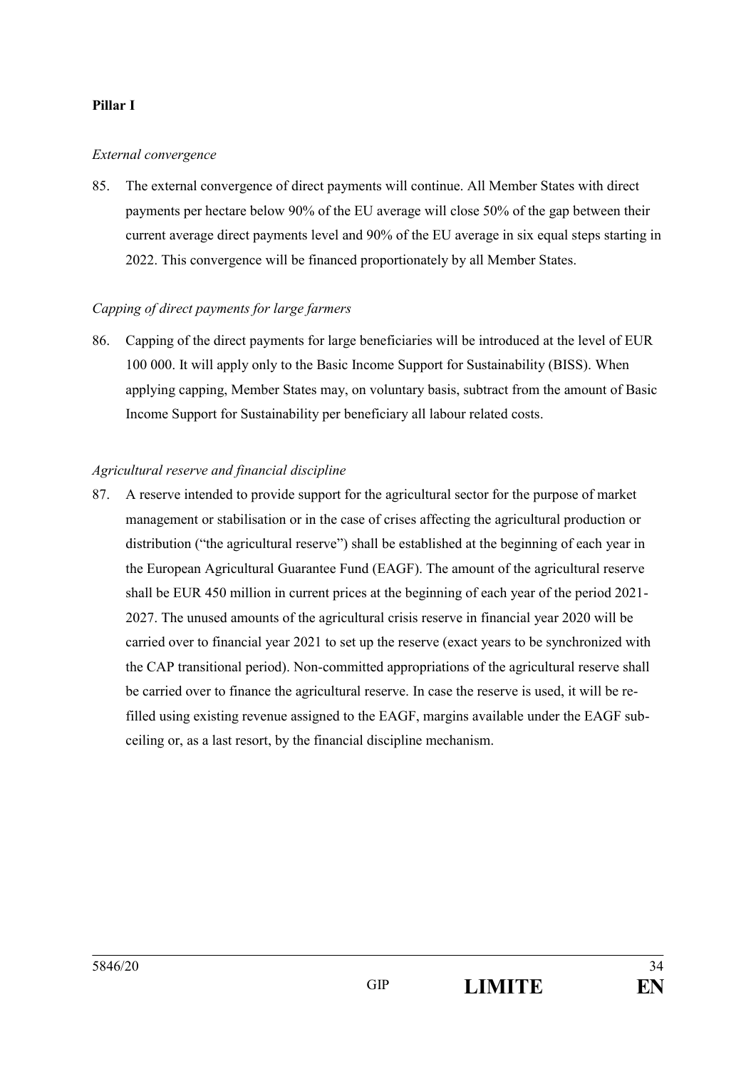**Pillar I**

*External convergence*

85. The external convergence of direct payments will continue. All Member States with direct payments per hectare below 90% of the EU average will close 50% of the gap between their current average direct payments level and 90% of the EU average in six equal steps starting in 2022. This convergence will be financed proportionately by all Member States.

*Capping of direct payments for large farmers*

86. Capping of the direct payments for large beneficiaries will be introduced at the level of EUR 100 000. It will apply only to the Basic Income Support for Sustainability (BISS). When applying capping, Member States may, on voluntary basis, subtract from the amount of Basic Income Support for Sustainability per beneficiary all labour related costs.

*Agricultural reserve and financial discipline*

87. A reserve intended to provide support for the agricultural sector for the purpose of market management or stabilisation or in the case of crises affecting the agricultural production or distribution ("the agricultural reserve") shall be established at the beginning of each year in the European Agricultural Guarantee Fund (EAGF). The amount of the agricultural reserve shall be EUR 450 million in current prices at the beginning of each year of the period 2021-2027. The unused amounts of the agricultural crisis reserve in financial year 2020 will be carried over to financial year 2021 to set up the reserve (exact years to be synchronized with the CAP transitional period). Non-committed appropriations of the agricultural reserve shall be carried over to finance the agricultural reserve. In case the reserve is used, it will be re-filled using existing revenue assigned to the EAGF, margins available under the EAGF sub-ceiling or, as a last resort, by the financial discipline mechanism.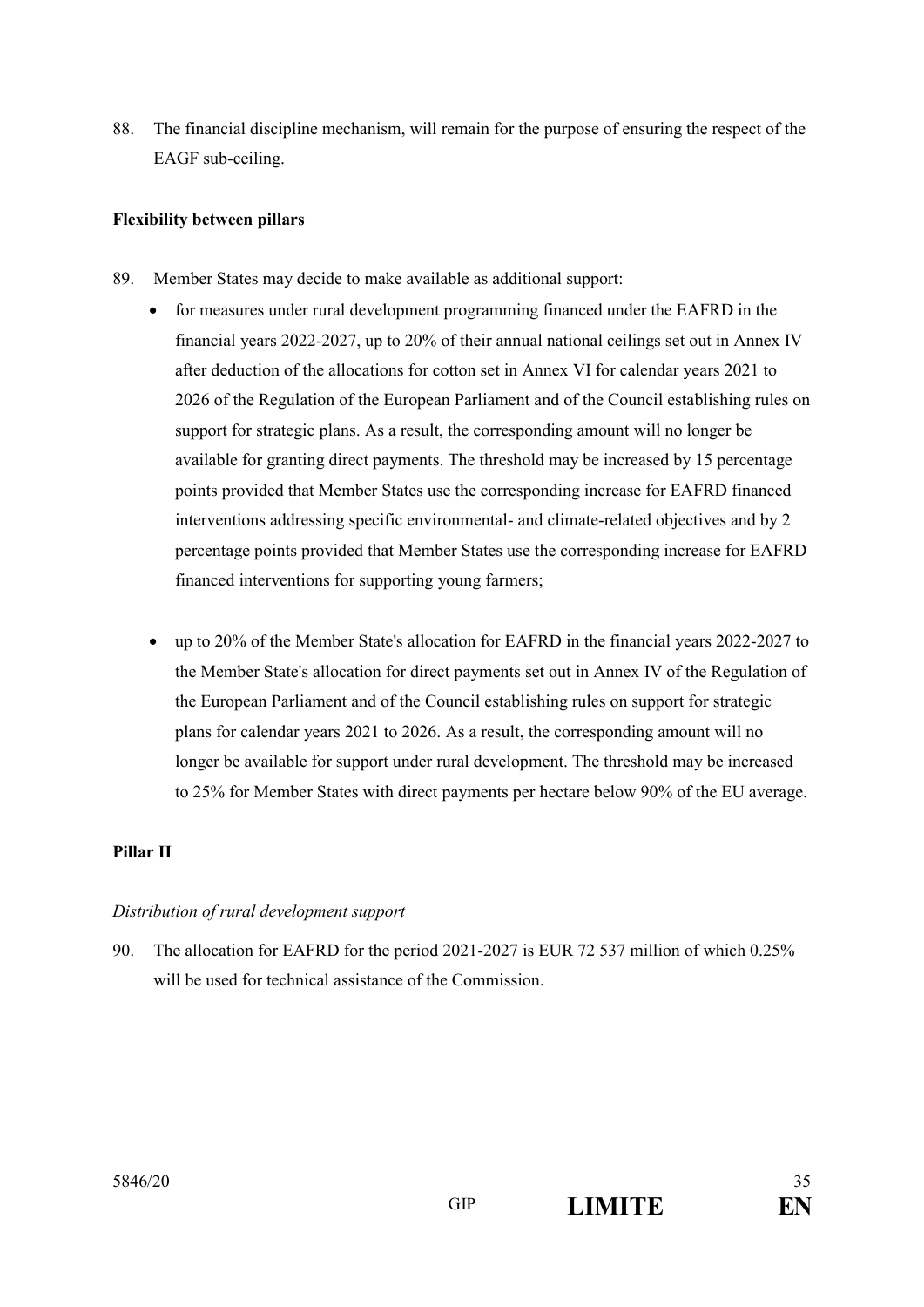88. The financial discipline mechanism, will remain for the purpose of ensuring the respect of the EAGF sub-ceiling.

**Flexibility between pillars**

89. Member States may decide to make available as additional support:

   - for measures under rural development programming financed under the EAFRD in the financial years 2022-2027, up to 20% of their annual national ceilings set out in Annex IV after deduction of the allocations for cotton set in Annex VI for calendar years 2021 to 2026 of the Regulation of the European Parliament and of the Council establishing rules on support for strategic plans. As a result, the corresponding amount will no longer be available for granting direct payments. The threshold may be increased by 15 percentage points provided that Member States use the corresponding increase for EAFRD financed interventions addressing specific environmental- and climate-related objectives and by 2 percentage points provided that Member States use the corresponding increase for EAFRD financed interventions for supporting young farmers;

   - up to 20% of the Member State's allocation for EAFRD in the financial years 2022-2027 to the Member State's allocation for direct payments set out in Annex IV of the Regulation of the European Parliament and of the Council establishing rules on support for strategic plans for calendar years 2021 to 2026. As a result, the corresponding amount will no longer be available for support under rural development. The threshold may be increased to 25% for Member States with direct payments per hectare below 90% of the EU average.

**Pillar II**

*Distribution of rural development support*

90. The allocation for EAFRD for the period 2021-2027 is EUR 72 537 million of which 0.25% will be used for technical assistance of the Commission.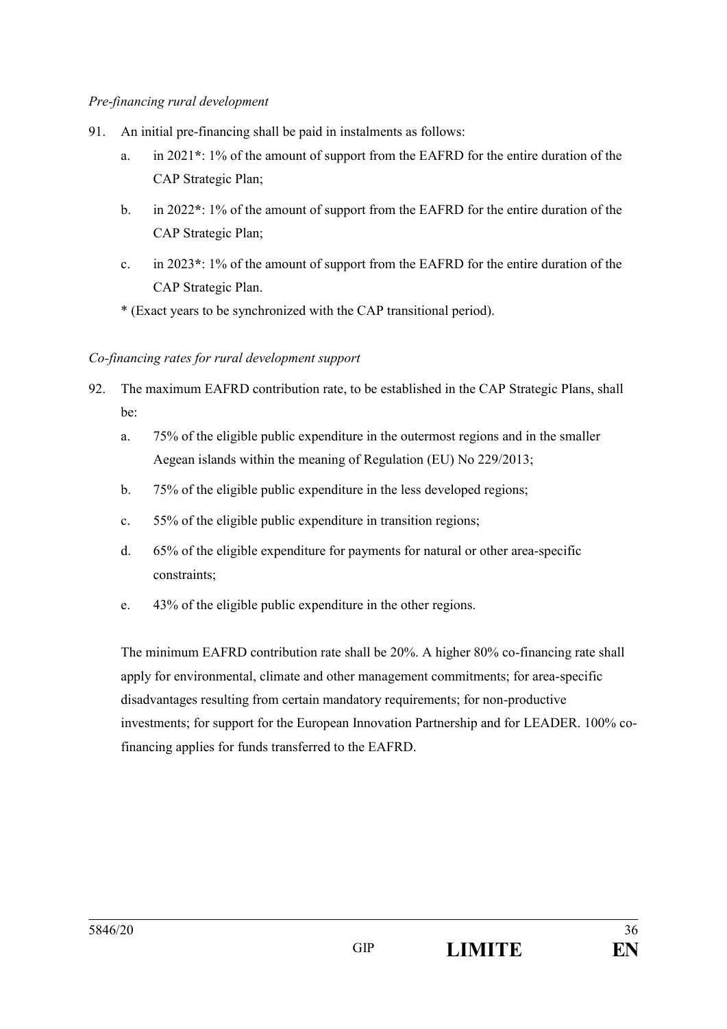*Pre-financing rural development*

91. An initial pre-financing shall be paid in instalments as follows:

    a. in 2021*: 1% of the amount of support from the EAFRD for the entire duration of the CAP Strategic Plan;

    b. in 2022*: 1% of the amount of support from the EAFRD for the entire duration of the CAP Strategic Plan;

    c. in 2023*: 1% of the amount of support from the EAFRD for the entire duration of the CAP Strategic Plan.

    * (Exact years to be synchronized with the CAP transitional period).

*Co-financing rates for rural development support*

92. The maximum EAFRD contribution rate, to be established in the CAP Strategic Plans, shall be:

    a. 75% of the eligible public expenditure in the outermost regions and in the smaller Aegean islands within the meaning of Regulation (EU) No 229/2013;

    b. 75% of the eligible public expenditure in the less developed regions;

    c. 55% of the eligible public expenditure in transition regions;

    d. 65% of the eligible expenditure for payments for natural or other area-specific constraints;

    e. 43% of the eligible public expenditure in the other regions.

    The minimum EAFRD contribution rate shall be 20%. A higher 80% co-financing rate shall apply for environmental, climate and other management commitments; for area-specific disadvantages resulting from certain mandatory requirements; for non-productive investments; for support for the European Innovation Partnership and for LEADER. 100% co-financing applies for funds transferred to the EAFRD.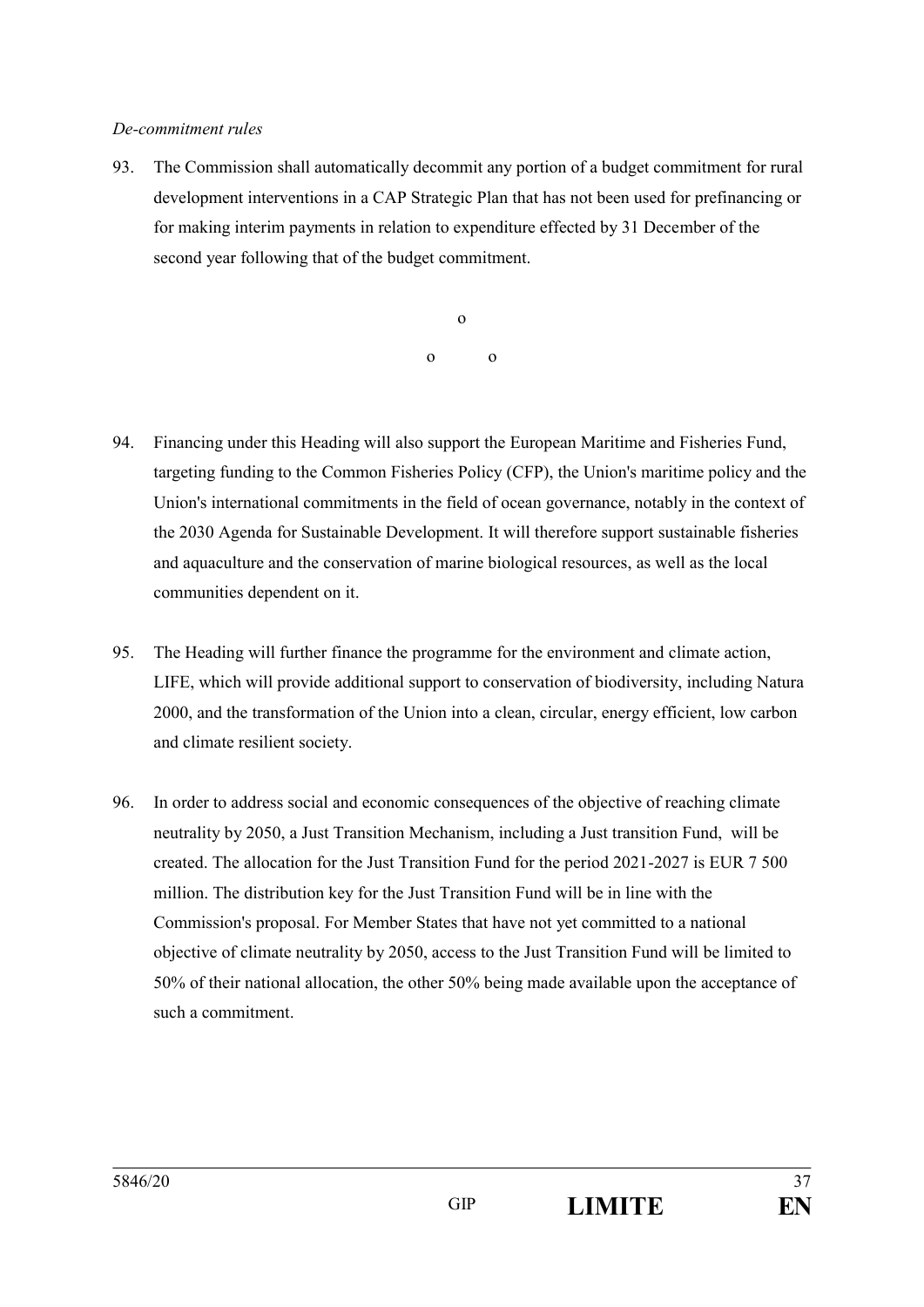*De-commitment rules*

93. The Commission shall automatically decommit any portion of a budget commitment for rural development interventions in a CAP Strategic Plan that has not been used for prefinancing or for making interim payments in relation to expenditure effected by 31 December of the second year following that of the budget commitment.

o

o o

94. Financing under this Heading will also support the European Maritime and Fisheries Fund, targeting funding to the Common Fisheries Policy (CFP), the Union's maritime policy and the Union's international commitments in the field of ocean governance, notably in the context of the 2030 Agenda for Sustainable Development. It will therefore support sustainable fisheries and aquaculture and the conservation of marine biological resources, as well as the local communities dependent on it.

95. The Heading will further finance the programme for the environment and climate action, LIFE, which will provide additional support to conservation of biodiversity, including Natura 2000, and the transformation of the Union into a clean, circular, energy efficient, low carbon and climate resilient society.

96. In order to address social and economic consequences of the objective of reaching climate neutrality by 2050, a Just Transition Mechanism, including a Just transition Fund, will be created. The allocation for the Just Transition Fund for the period 2021-2027 is EUR 7 500 million. The distribution key for the Just Transition Fund will be in line with the Commission's proposal. For Member States that have not yet committed to a national objective of climate neutrality by 2050, access to the Just Transition Fund will be limited to 50% of their national allocation, the other 50% being made available upon the acceptance of such a commitment.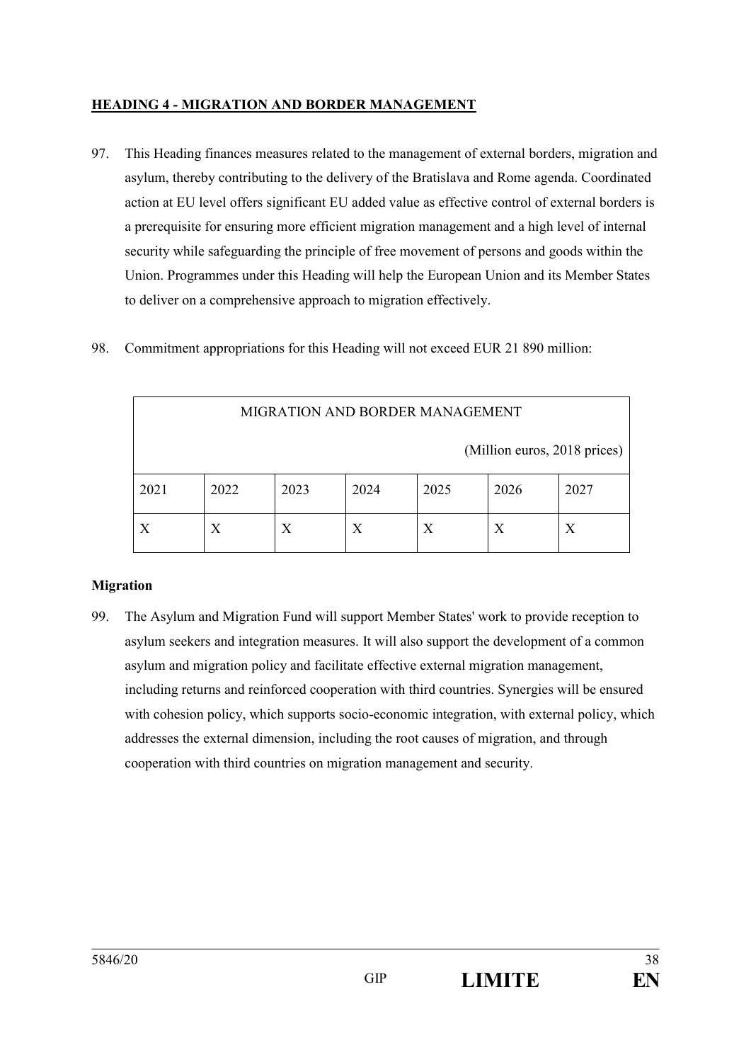**HEADING 4 - MIGRATION AND BORDER MANAGEMENT**

97. This Heading finances measures related to the management of external borders, migration and asylum, thereby contributing to the delivery of the Bratislava and Rome agenda. Coordinated action at EU level offers significant EU added value as effective control of external borders is a prerequisite for ensuring more efficient migration management and a high level of internal security while safeguarding the principle of free movement of persons and goods within the Union. Programmes under this Heading will help the European Union and its Member States to deliver on a comprehensive approach to migration effectively.

98. Commitment appropriations for this Heading will not exceed EUR 21 890 million:

| MIGRATION AND BORDER MANAGEMENT (Million euros, 2018 prices) | | | | | | |
|---|---|---|---|---|---|---|
| 2021 | 2022 | 2023 | 2024 | 2025 | 2026 | 2027 |
| X | X | X | X | X | X | X |

**Migration**

99. The Asylum and Migration Fund will support Member States' work to provide reception to asylum seekers and integration measures. It will also support the development of a common asylum and migration policy and facilitate effective external migration management, including returns and reinforced cooperation with third countries. Synergies will be ensured with cohesion policy, which supports socio-economic integration, with external policy, which addresses the external dimension, including the root causes of migration, and through cooperation with third countries on migration management and security.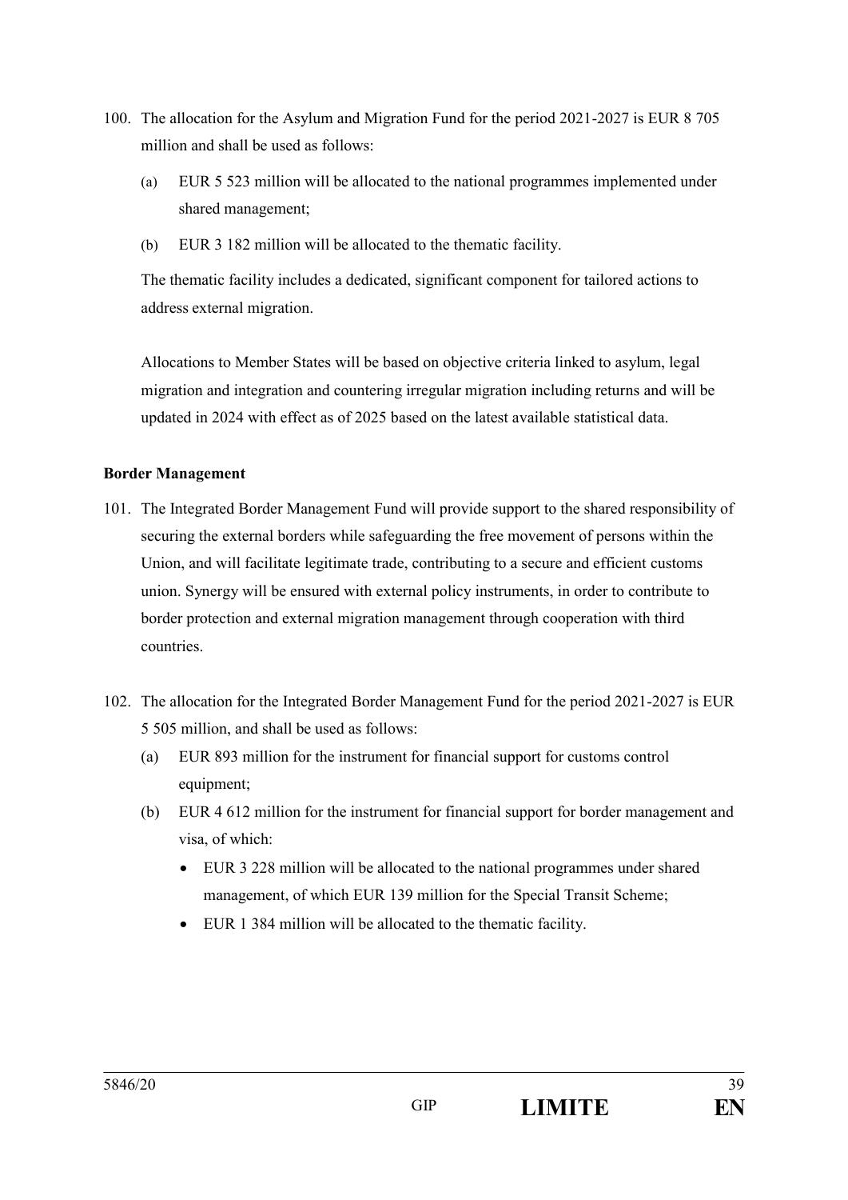100. The allocation for the Asylum and Migration Fund for the period 2021-2027 is EUR 8 705 million and shall be used as follows:

    (a) EUR 5 523 million will be allocated to the national programmes implemented under shared management;

    (b) EUR 3 182 million will be allocated to the thematic facility.

    The thematic facility includes a dedicated, significant component for tailored actions to address external migration.

    Allocations to Member States will be based on objective criteria linked to asylum, legal migration and integration and countering irregular migration including returns and will be updated in 2024 with effect as of 2025 based on the latest available statistical data.

**Border Management**

101. The Integrated Border Management Fund will provide support to the shared responsibility of securing the external borders while safeguarding the free movement of persons within the Union, and will facilitate legitimate trade, contributing to a secure and efficient customs union. Synergy will be ensured with external policy instruments, in order to contribute to border protection and external migration management through cooperation with third countries.

102. The allocation for the Integrated Border Management Fund for the period 2021-2027 is EUR 5 505 million, and shall be used as follows:

    (a) EUR 893 million for the instrument for financial support for customs control equipment;

    (b) EUR 4 612 million for the instrument for financial support for border management and visa, of which:

    - EUR 3 228 million will be allocated to the national programmes under shared management, of which EUR 139 million for the Special Transit Scheme;
    - EUR 1 384 million will be allocated to the thematic facility.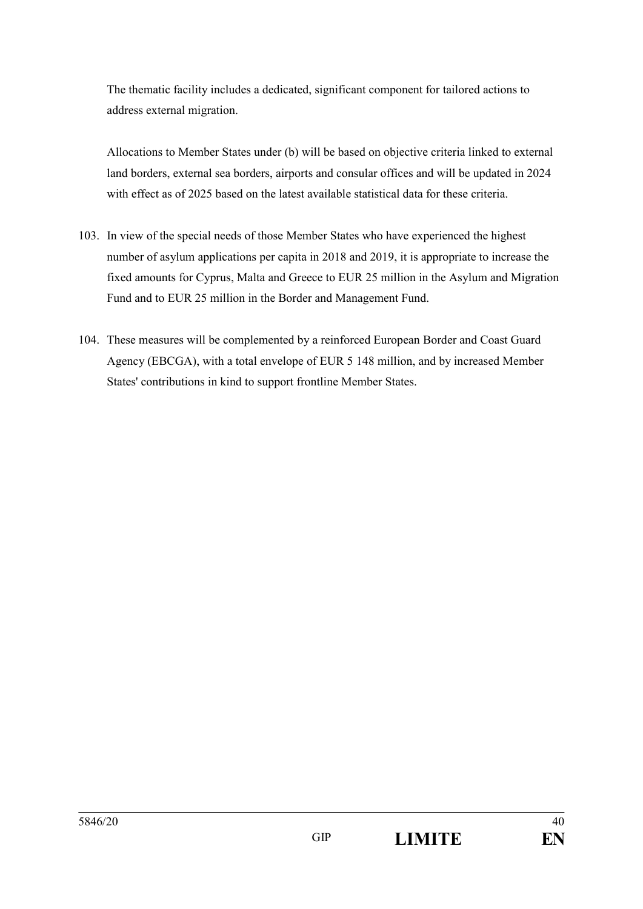The thematic facility includes a dedicated, significant component for tailored actions to address external migration.

Allocations to Member States under (b) will be based on objective criteria linked to external land borders, external sea borders, airports and consular offices and will be updated in 2024 with effect as of 2025 based on the latest available statistical data for these criteria.

103. In view of the special needs of those Member States who have experienced the highest number of asylum applications per capita in 2018 and 2019, it is appropriate to increase the fixed amounts for Cyprus, Malta and Greece to EUR 25 million in the Asylum and Migration Fund and to EUR 25 million in the Border and Management Fund.

104. These measures will be complemented by a reinforced European Border and Coast Guard Agency (EBCGA), with a total envelope of EUR 5 148 million, and by increased Member States' contributions in kind to support frontline Member States.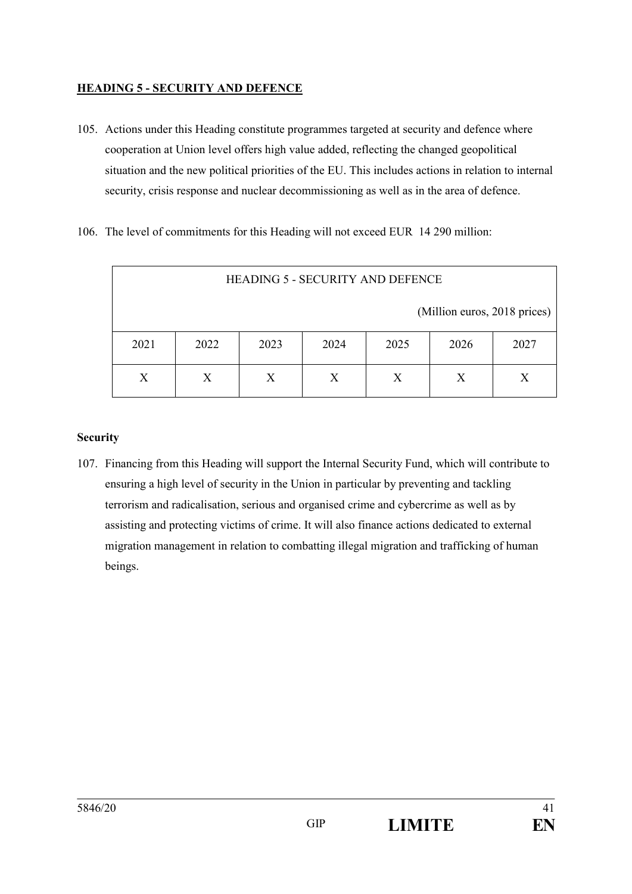**HEADING 5 - SECURITY AND DEFENCE**

105. Actions under this Heading constitute programmes targeted at security and defence where cooperation at Union level offers high value added, reflecting the changed geopolitical situation and the new political priorities of the EU. This includes actions in relation to internal security, crisis response and nuclear decommissioning as well as in the area of defence.

106. The level of commitments for this Heading will not exceed EUR 14 290 million:

| HEADING 5 - SECURITY AND DEFENCE (Million euros, 2018 prices) | | | | | | |
|---|---|---|---|---|---|---|
| 2021 | 2022 | 2023 | 2024 | 2025 | 2026 | 2027 |
| X | X | X | X | X | X | X |

**Security**

107. Financing from this Heading will support the Internal Security Fund, which will contribute to ensuring a high level of security in the Union in particular by preventing and tackling terrorism and radicalisation, serious and organised crime and cybercrime as well as by assisting and protecting victims of crime. It will also finance actions dedicated to external migration management in relation to combatting illegal migration and trafficking of human beings.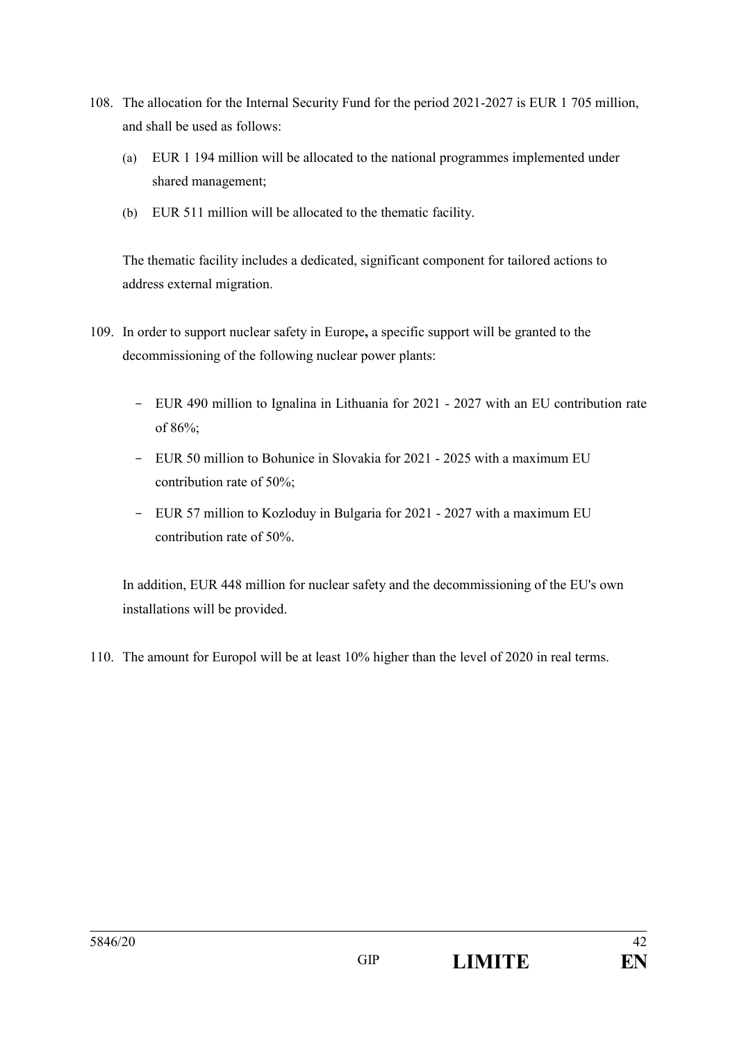108. The allocation for the Internal Security Fund for the period 2021-2027 is EUR 1 705 million, and shall be used as follows:

   (a) EUR 1 194 million will be allocated to the national programmes implemented under shared management;

   (b) EUR 511 million will be allocated to the thematic facility.

   The thematic facility includes a dedicated, significant component for tailored actions to address external migration.

109. In order to support nuclear safety in Europe**,** a specific support will be granted to the decommissioning of the following nuclear power plants:

   - EUR 490 million to Ignalina in Lithuania for 2021 - 2027 with an EU contribution rate of 86%;
   - EUR 50 million to Bohunice in Slovakia for 2021 - 2025 with a maximum EU contribution rate of 50%;
   - EUR 57 million to Kozloduy in Bulgaria for 2021 - 2027 with a maximum EU contribution rate of 50%.

   In addition, EUR 448 million for nuclear safety and the decommissioning of the EU's own installations will be provided.

110. The amount for Europol will be at least 10% higher than the level of 2020 in real terms.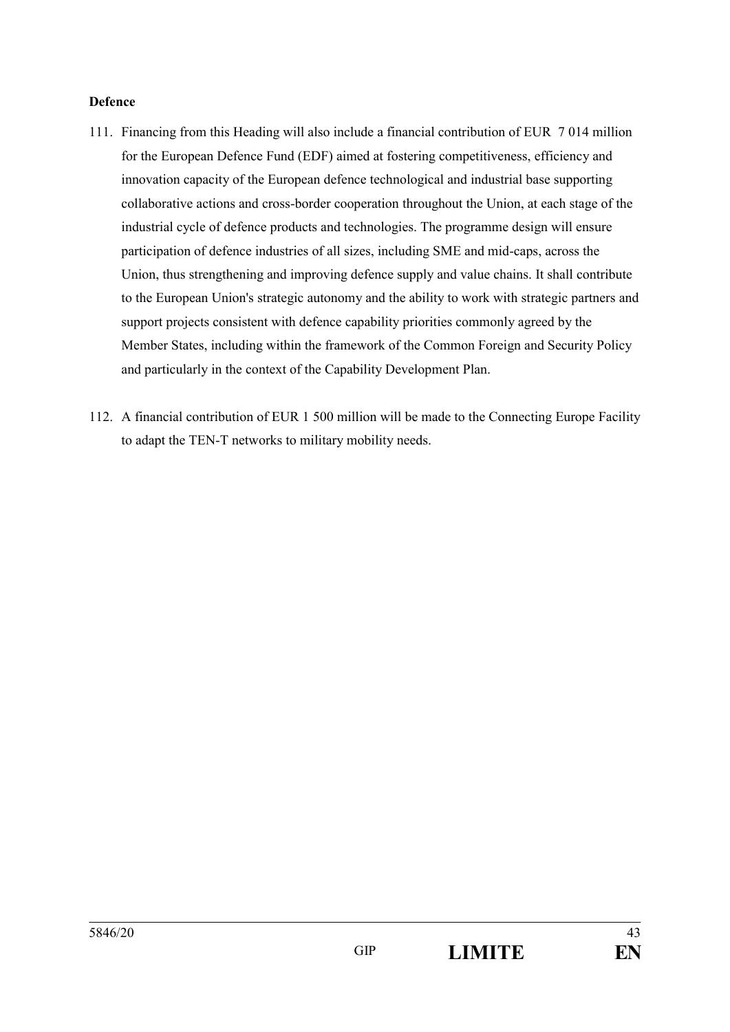**Defence**

111. Financing from this Heading will also include a financial contribution of EUR 7 014 million for the European Defence Fund (EDF) aimed at fostering competitiveness, efficiency and innovation capacity of the European defence technological and industrial base supporting collaborative actions and cross-border cooperation throughout the Union, at each stage of the industrial cycle of defence products and technologies. The programme design will ensure participation of defence industries of all sizes, including SME and mid-caps, across the Union, thus strengthening and improving defence supply and value chains. It shall contribute to the European Union's strategic autonomy and the ability to work with strategic partners and support projects consistent with defence capability priorities commonly agreed by the Member States, including within the framework of the Common Foreign and Security Policy and particularly in the context of the Capability Development Plan.

112. A financial contribution of EUR 1 500 million will be made to the Connecting Europe Facility to adapt the TEN-T networks to military mobility needs.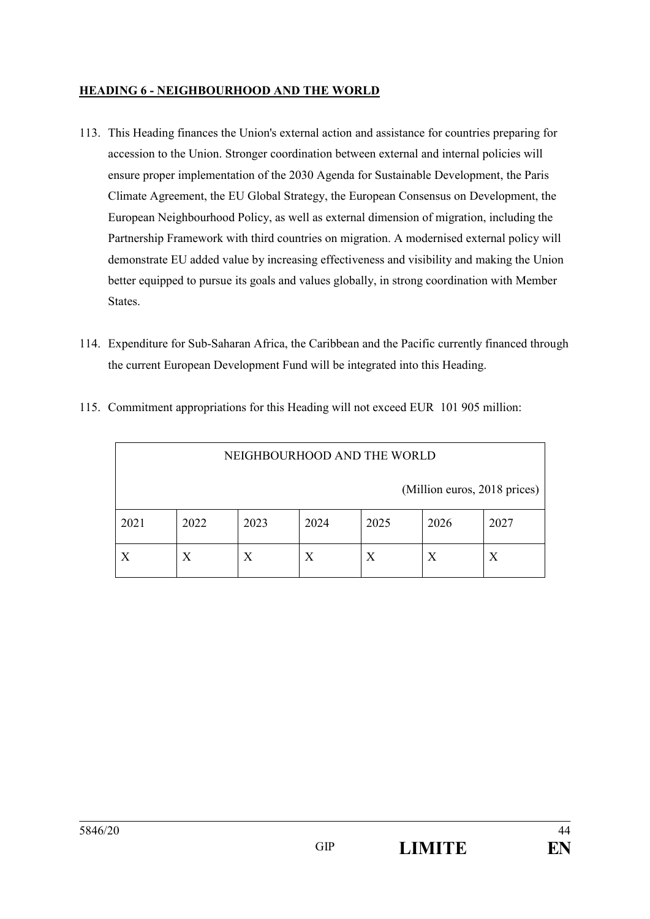**HEADING 6 - NEIGHBOURHOOD AND THE WORLD**

113. This Heading finances the Union's external action and assistance for countries preparing for accession to the Union. Stronger coordination between external and internal policies will ensure proper implementation of the 2030 Agenda for Sustainable Development, the Paris Climate Agreement, the EU Global Strategy, the European Consensus on Development, the European Neighbourhood Policy, as well as external dimension of migration, including the Partnership Framework with third countries on migration. A modernised external policy will demonstrate EU added value by increasing effectiveness and visibility and making the Union better equipped to pursue its goals and values globally, in strong coordination with Member States.

114. Expenditure for Sub-Saharan Africa, the Caribbean and the Pacific currently financed through the current European Development Fund will be integrated into this Heading.

115. Commitment appropriations for this Heading will not exceed EUR 101 905 million:

| NEIGHBOURHOOD AND THE WORLD (Million euros, 2018 prices) | | | | | | |
|---|---|---|---|---|---|---|
| 2021 | 2022 | 2023 | 2024 | 2025 | 2026 | 2027 |
| X | X | X | X | X | X | X |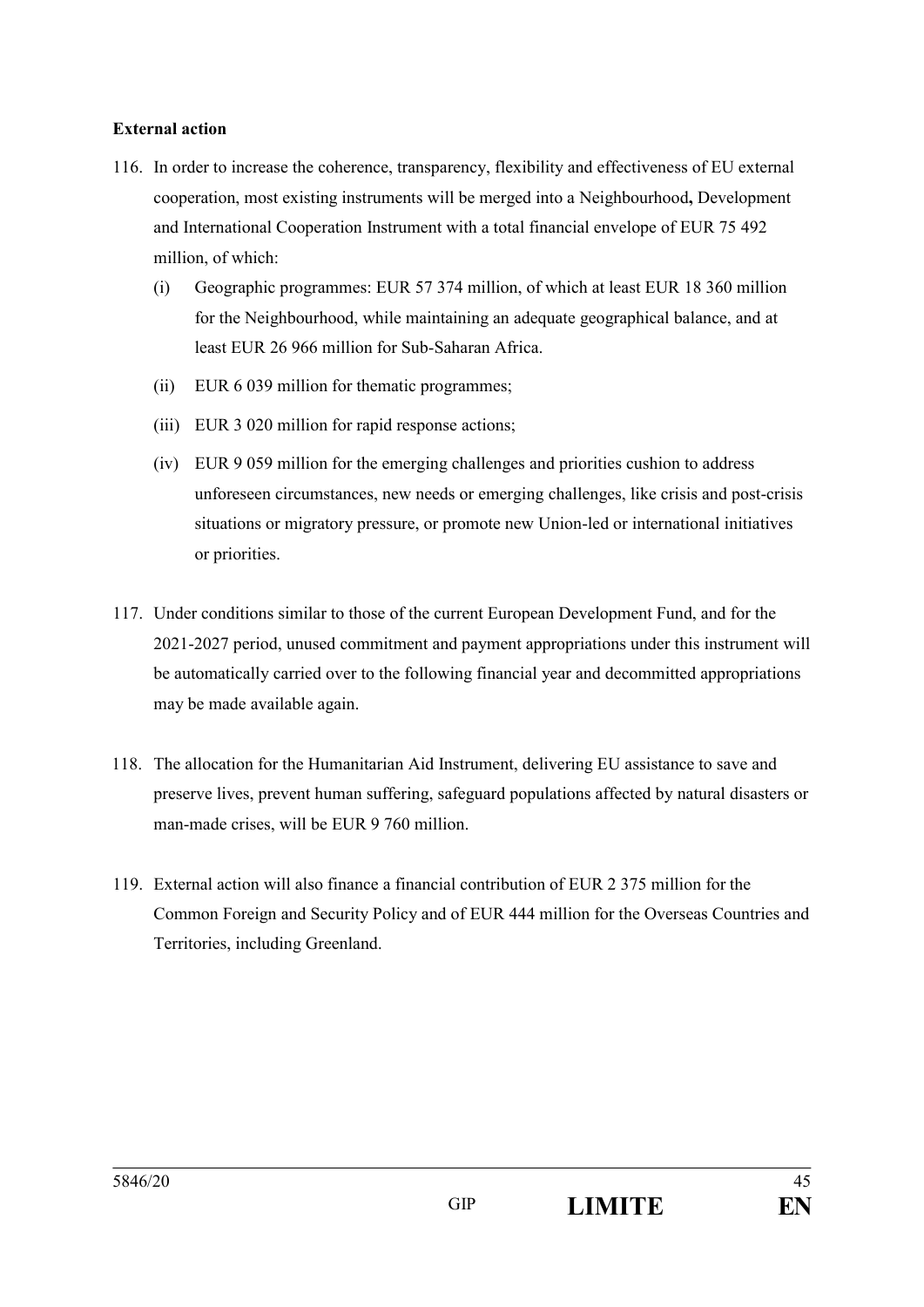**External action**

116. In order to increase the coherence, transparency, flexibility and effectiveness of EU external cooperation, most existing instruments will be merged into a Neighbourhood**,** Development and International Cooperation Instrument with a total financial envelope of EUR 75 492 million, of which:

   (i) Geographic programmes: EUR 57 374 million, of which at least EUR 18 360 million for the Neighbourhood, while maintaining an adequate geographical balance, and at least EUR 26 966 million for Sub-Saharan Africa.

   (ii) EUR 6 039 million for thematic programmes;

   (iii) EUR 3 020 million for rapid response actions;

   (iv) EUR 9 059 million for the emerging challenges and priorities cushion to address unforeseen circumstances, new needs or emerging challenges, like crisis and post-crisis situations or migratory pressure, or promote new Union-led or international initiatives or priorities.

117. Under conditions similar to those of the current European Development Fund, and for the 2021-2027 period, unused commitment and payment appropriations under this instrument will be automatically carried over to the following financial year and decommitted appropriations may be made available again.

118. The allocation for the Humanitarian Aid Instrument, delivering EU assistance to save and preserve lives, prevent human suffering, safeguard populations affected by natural disasters or man-made crises, will be EUR 9 760 million.

119. External action will also finance a financial contribution of EUR 2 375 million for the Common Foreign and Security Policy and of EUR 444 million for the Overseas Countries and Territories, including Greenland.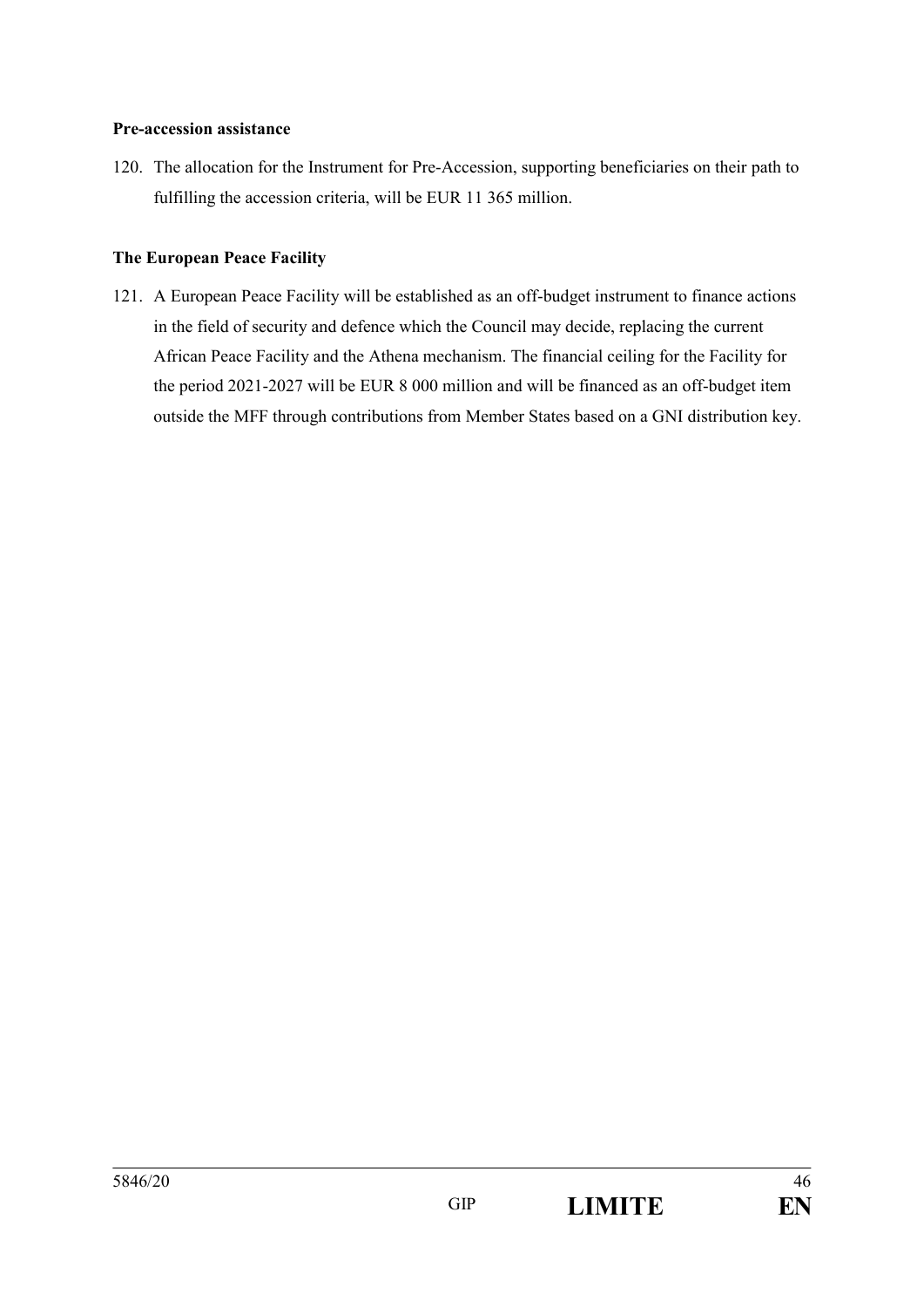**Pre-accession assistance**

120. The allocation for the Instrument for Pre-Accession, supporting beneficiaries on their path to fulfilling the accession criteria, will be EUR 11 365 million.

**The European Peace Facility**

121. A European Peace Facility will be established as an off-budget instrument to finance actions in the field of security and defence which the Council may decide, replacing the current African Peace Facility and the Athena mechanism. The financial ceiling for the Facility for the period 2021-2027 will be EUR 8 000 million and will be financed as an off-budget item outside the MFF through contributions from Member States based on a GNI distribution key.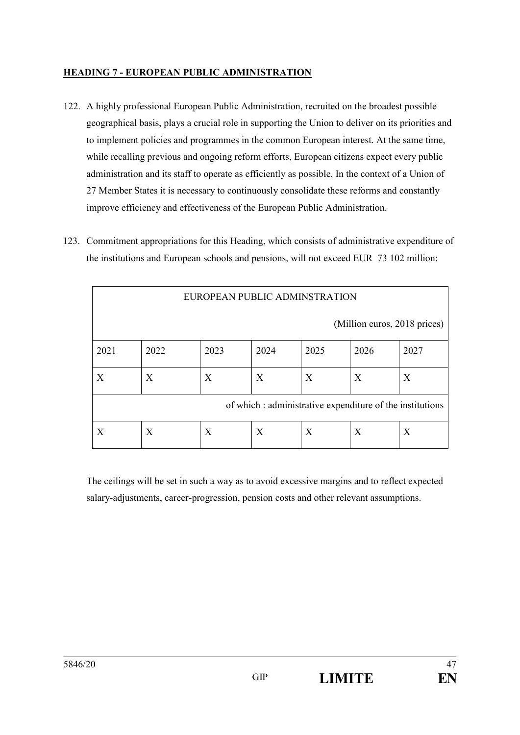**HEADING 7 - EUROPEAN PUBLIC ADMINISTRATION**

122. A highly professional European Public Administration, recruited on the broadest possible geographical basis, plays a crucial role in supporting the Union to deliver on its priorities and to implement policies and programmes in the common European interest. At the same time, while recalling previous and ongoing reform efforts, European citizens expect every public administration and its staff to operate as efficiently as possible. In the context of a Union of 27 Member States it is necessary to continuously consolidate these reforms and constantly improve efficiency and effectiveness of the European Public Administration.

123. Commitment appropriations for this Heading, which consists of administrative expenditure of the institutions and European schools and pensions, will not exceed EUR 73 102 million:

| EUROPEAN PUBLIC ADMINSTRATION (Million euros, 2018 prices) | | | | | | |
|---|---|---|---|---|---|---|
| 2021 | 2022 | 2023 | 2024 | 2025 | 2026 | 2027 |
| X | X | X | X | X | X | X |
| of which : administrative expenditure of the institutions | | | | | | |
| X | X | X | X | X | X | X |

The ceilings will be set in such a way as to avoid excessive margins and to reflect expected salary-adjustments, career-progression, pension costs and other relevant assumptions.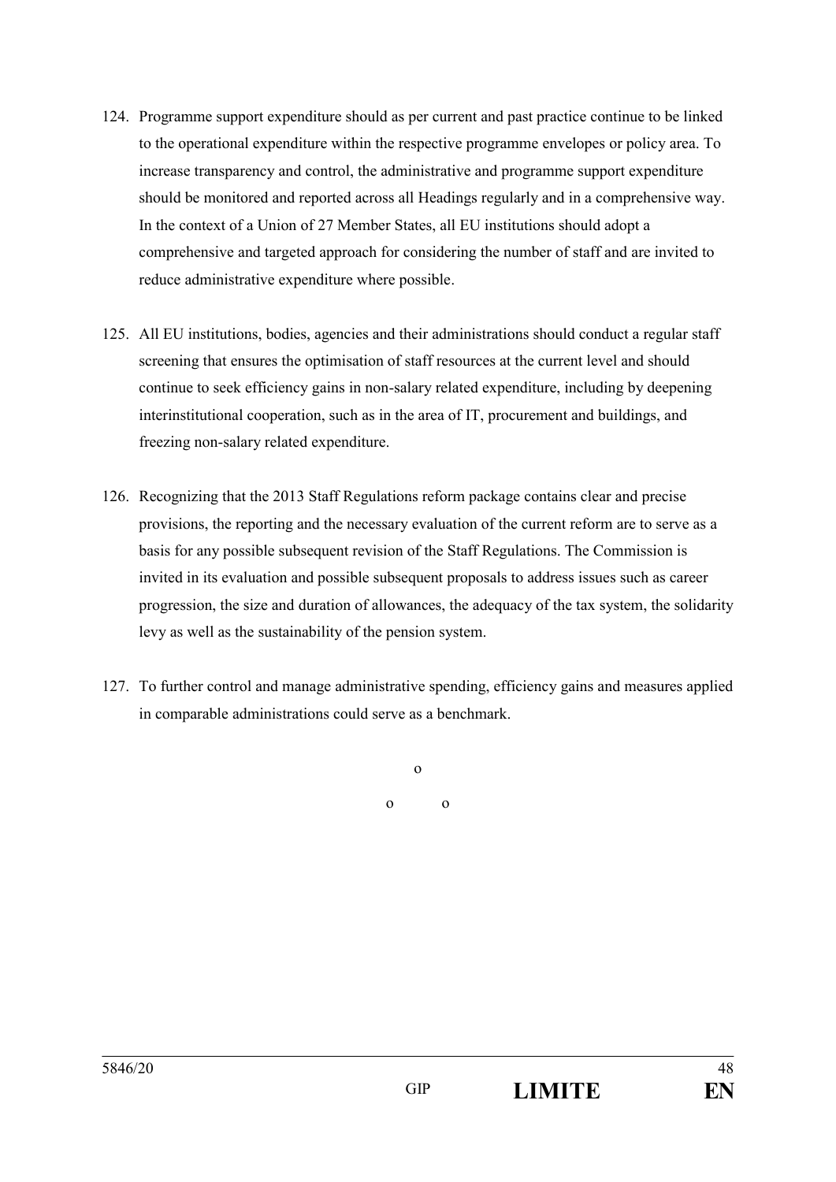124. Programme support expenditure should as per current and past practice continue to be linked to the operational expenditure within the respective programme envelopes or policy area. To increase transparency and control, the administrative and programme support expenditure should be monitored and reported across all Headings regularly and in a comprehensive way. In the context of a Union of 27 Member States, all EU institutions should adopt a comprehensive and targeted approach for considering the number of staff and are invited to reduce administrative expenditure where possible.

125. All EU institutions, bodies, agencies and their administrations should conduct a regular staff screening that ensures the optimisation of staff resources at the current level and should continue to seek efficiency gains in non-salary related expenditure, including by deepening interinstitutional cooperation, such as in the area of IT, procurement and buildings, and freezing non-salary related expenditure.

126. Recognizing that the 2013 Staff Regulations reform package contains clear and precise provisions, the reporting and the necessary evaluation of the current reform are to serve as a basis for any possible subsequent revision of the Staff Regulations. The Commission is invited in its evaluation and possible subsequent proposals to address issues such as career progression, the size and duration of allowances, the adequacy of the tax system, the solidarity levy as well as the sustainability of the pension system.

127. To further control and manage administrative spending, efficiency gains and measures applied in comparable administrations could serve as a benchmark.

o

o o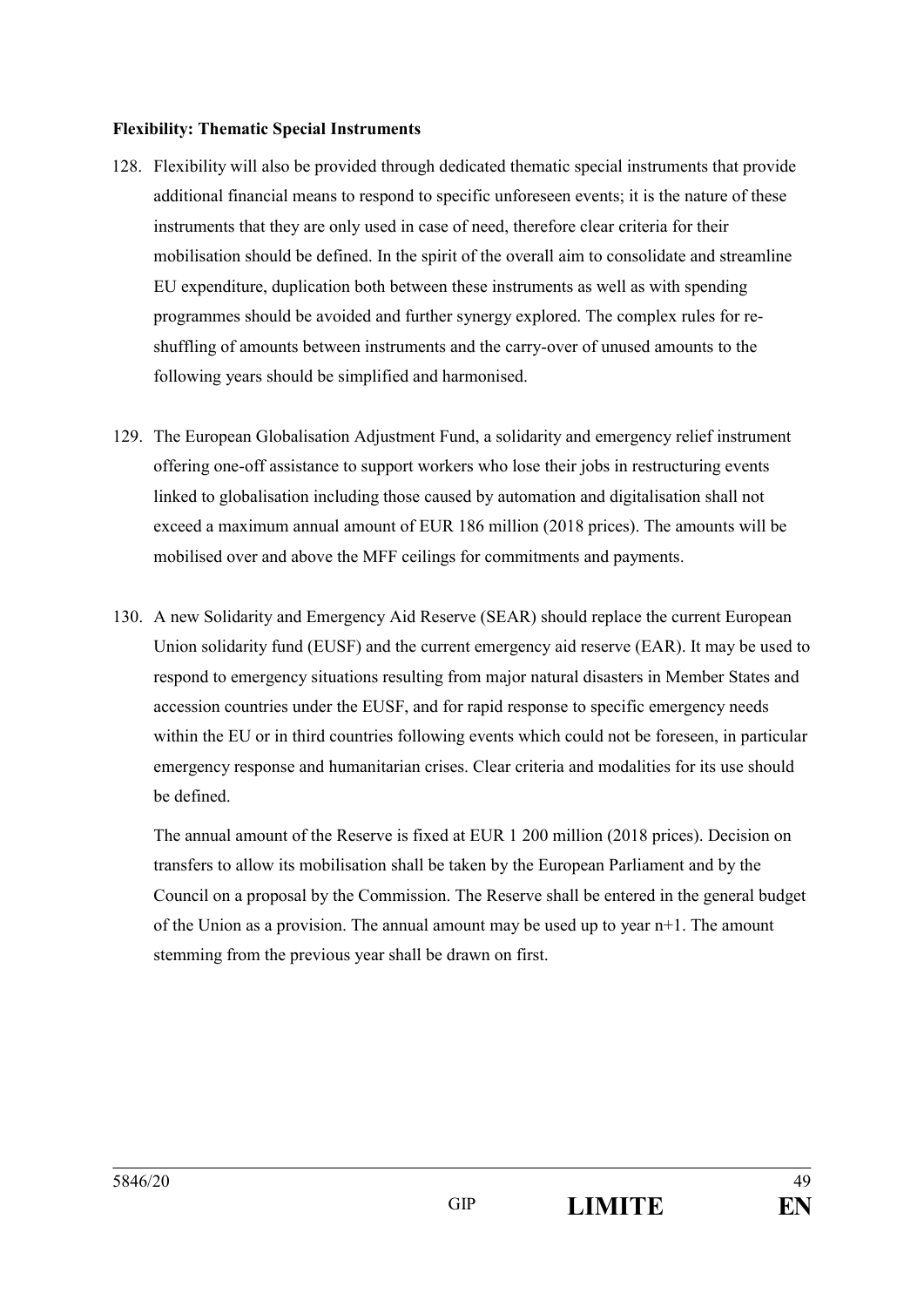**Flexibility: Thematic Special Instruments**

128. Flexibility will also be provided through dedicated thematic special instruments that provide additional financial means to respond to specific unforeseen events; it is the nature of these instruments that they are only used in case of need, therefore clear criteria for their mobilisation should be defined. In the spirit of the overall aim to consolidate and streamline EU expenditure, duplication both between these instruments as well as with spending programmes should be avoided and further synergy explored. The complex rules for re-shuffling of amounts between instruments and the carry-over of unused amounts to the following years should be simplified and harmonised.

129. The European Globalisation Adjustment Fund, a solidarity and emergency relief instrument offering one-off assistance to support workers who lose their jobs in restructuring events linked to globalisation including those caused by automation and digitalisation shall not exceed a maximum annual amount of EUR 186 million (2018 prices). The amounts will be mobilised over and above the MFF ceilings for commitments and payments.

130. A new Solidarity and Emergency Aid Reserve (SEAR) should replace the current European Union solidarity fund (EUSF) and the current emergency aid reserve (EAR). It may be used to respond to emergency situations resulting from major natural disasters in Member States and accession countries under the EUSF, and for rapid response to specific emergency needs within the EU or in third countries following events which could not be foreseen, in particular emergency response and humanitarian crises. Clear criteria and modalities for its use should be defined.

    The annual amount of the Reserve is fixed at EUR 1 200 million (2018 prices). Decision on transfers to allow its mobilisation shall be taken by the European Parliament and by the Council on a proposal by the Commission. The Reserve shall be entered in the general budget of the Union as a provision. The annual amount may be used up to year n+1. The amount stemming from the previous year shall be drawn on first.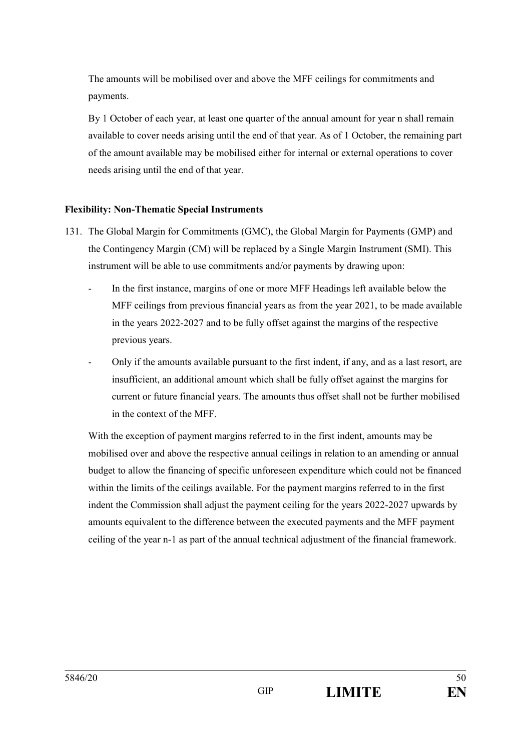The amounts will be mobilised over and above the MFF ceilings for commitments and payments.

By 1 October of each year, at least one quarter of the annual amount for year n shall remain available to cover needs arising until the end of that year. As of 1 October, the remaining part of the amount available may be mobilised either for internal or external operations to cover needs arising until the end of that year.

**Flexibility: Non-Thematic Special Instruments**

131. The Global Margin for Commitments (GMC), the Global Margin for Payments (GMP) and the Contingency Margin (CM) will be replaced by a Single Margin Instrument (SMI). This instrument will be able to use commitments and/or payments by drawing upon:

 - In the first instance, margins of one or more MFF Headings left available below the MFF ceilings from previous financial years as from the year 2021, to be made available in the years 2022-2027 and to be fully offset against the margins of the respective previous years.

 - Only if the amounts available pursuant to the first indent, if any, and as a last resort, are insufficient, an additional amount which shall be fully offset against the margins for current or future financial years. The amounts thus offset shall not be further mobilised in the context of the MFF.

 With the exception of payment margins referred to in the first indent, amounts may be mobilised over and above the respective annual ceilings in relation to an amending or annual budget to allow the financing of specific unforeseen expenditure which could not be financed within the limits of the ceilings available. For the payment margins referred to in the first indent the Commission shall adjust the payment ceiling for the years 2022-2027 upwards by amounts equivalent to the difference between the executed payments and the MFF payment ceiling of the year n-1 as part of the annual technical adjustment of the financial framework.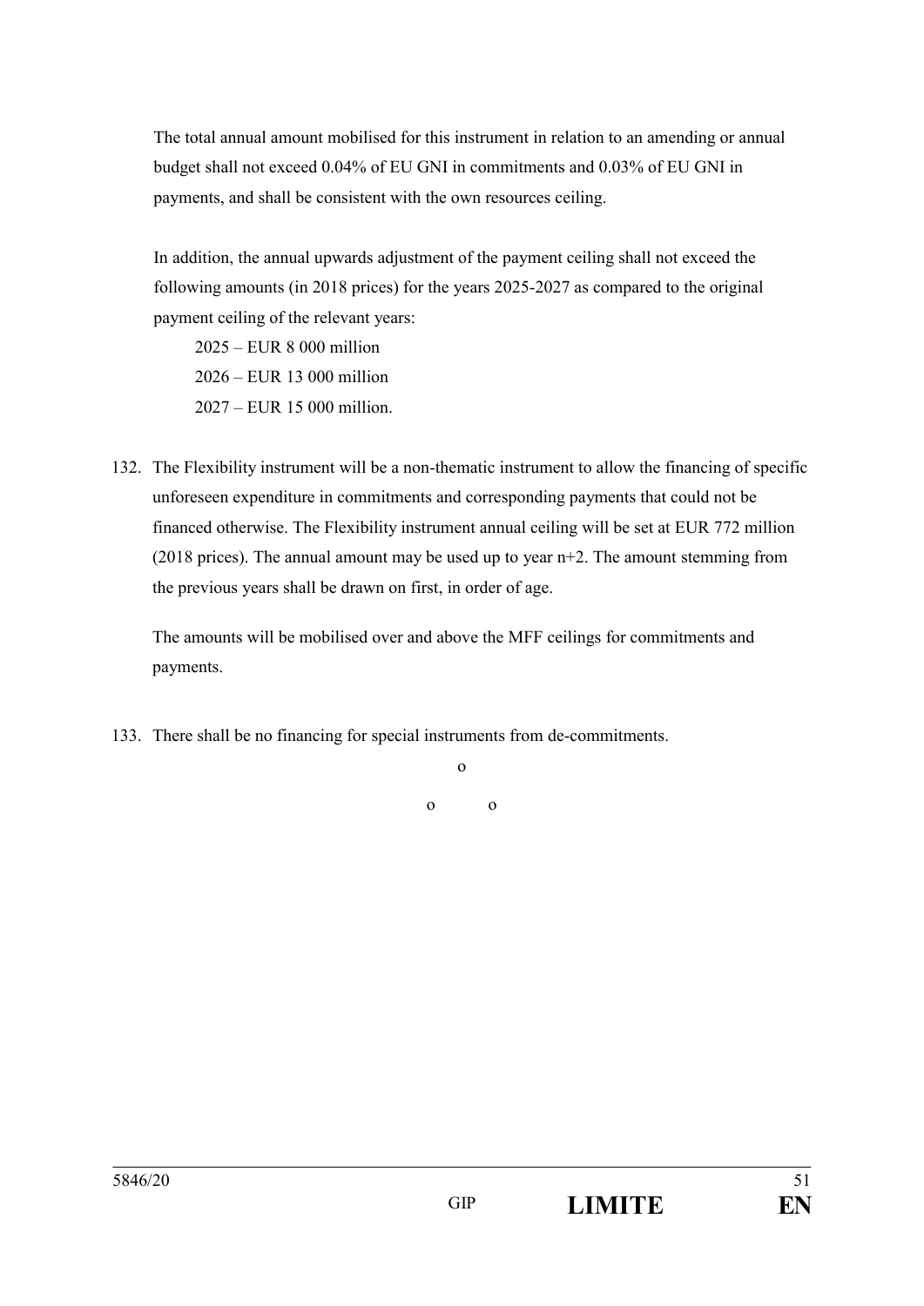The total annual amount mobilised for this instrument in relation to an amending or annual budget shall not exceed 0.04% of EU GNI in commitments and 0.03% of EU GNI in payments, and shall be consistent with the own resources ceiling.

In addition, the annual upwards adjustment of the payment ceiling shall not exceed the following amounts (in 2018 prices) for the years 2025-2027 as compared to the original payment ceiling of the relevant years:

2025 – EUR 8 000 million

2026 – EUR 13 000 million

2027 – EUR 15 000 million.

132. The Flexibility instrument will be a non-thematic instrument to allow the financing of specific unforeseen expenditure in commitments and corresponding payments that could not be financed otherwise. The Flexibility instrument annual ceiling will be set at EUR 772 million (2018 prices). The annual amount may be used up to year n+2. The amount stemming from the previous years shall be drawn on first, in order of age.

The amounts will be mobilised over and above the MFF ceilings for commitments and payments.

133. There shall be no financing for special instruments from de-commitments.

o

o o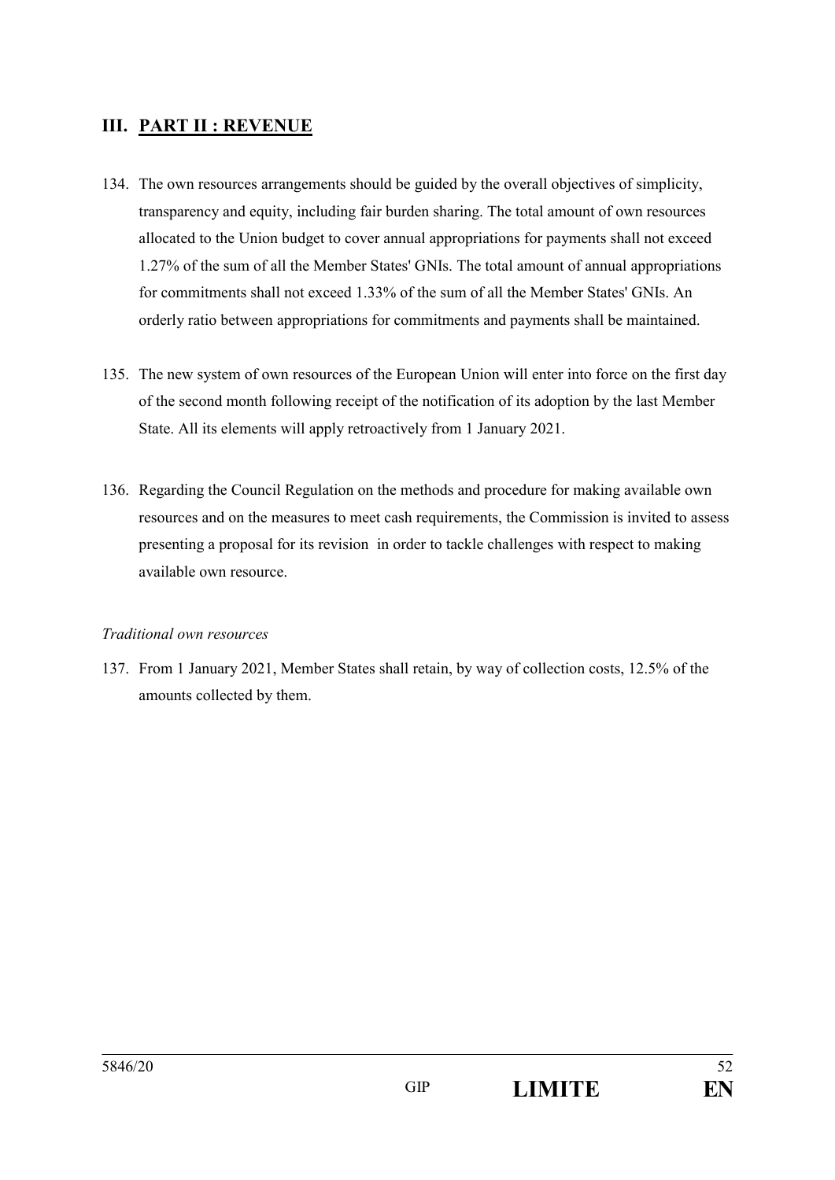## III. PART II : REVENUE

134. The own resources arrangements should be guided by the overall objectives of simplicity, transparency and equity, including fair burden sharing. The total amount of own resources allocated to the Union budget to cover annual appropriations for payments shall not exceed 1.27% of the sum of all the Member States' GNIs. The total amount of annual appropriations for commitments shall not exceed 1.33% of the sum of all the Member States' GNIs. An orderly ratio between appropriations for commitments and payments shall be maintained.

135. The new system of own resources of the European Union will enter into force on the first day of the second month following receipt of the notification of its adoption by the last Member State. All its elements will apply retroactively from 1 January 2021.

136. Regarding the Council Regulation on the methods and procedure for making available own resources and on the measures to meet cash requirements, the Commission is invited to assess presenting a proposal for its revision in order to tackle challenges with respect to making available own resource.

*Traditional own resources*

137. From 1 January 2021, Member States shall retain, by way of collection costs, 12.5% of the amounts collected by them.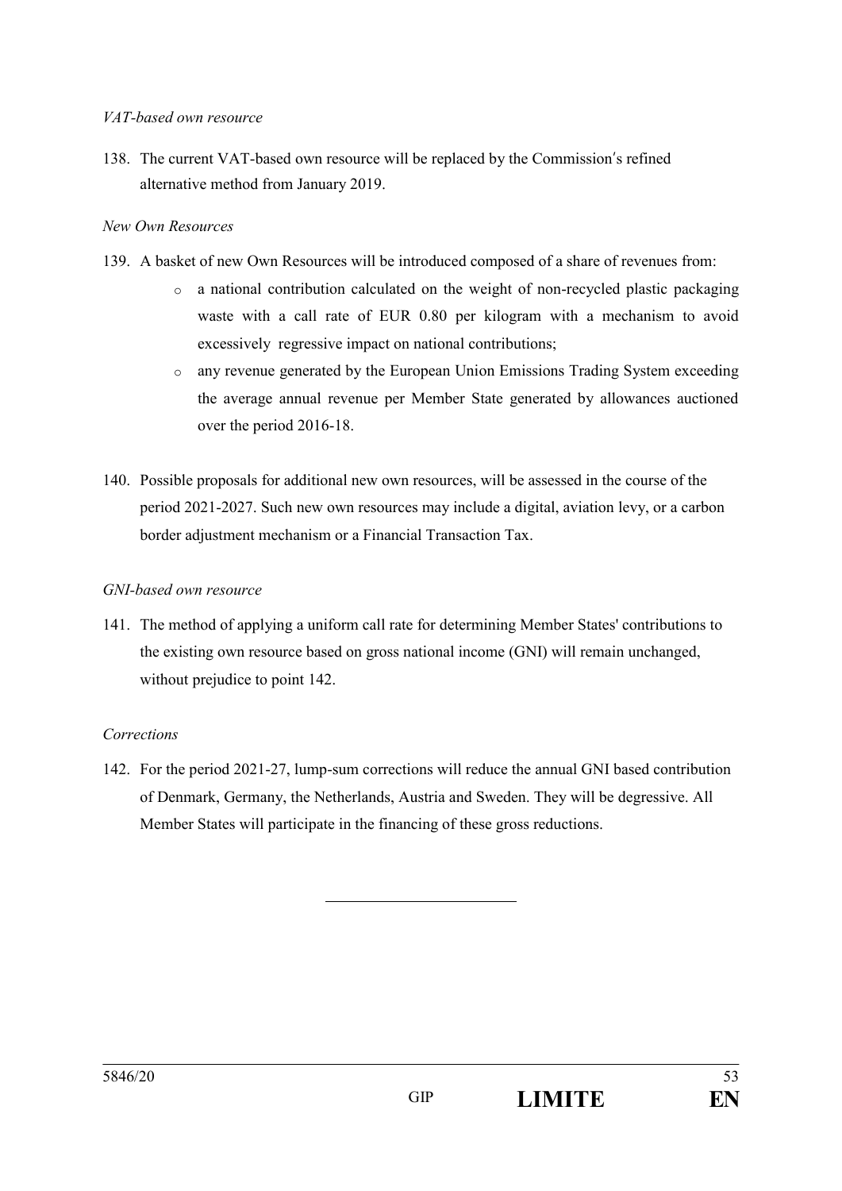*VAT-based own resource*

138. The current VAT-based own resource will be replaced by the Commission's refined alternative method from January 2019.

*New Own Resources*

139. A basket of new Own Resources will be introduced composed of a share of revenues from:

   - a national contribution calculated on the weight of non-recycled plastic packaging waste with a call rate of EUR 0.80 per kilogram with a mechanism to avoid excessively regressive impact on national contributions;
   - any revenue generated by the European Union Emissions Trading System exceeding the average annual revenue per Member State generated by allowances auctioned over the period 2016-18.

140. Possible proposals for additional new own resources, will be assessed in the course of the period 2021-2027. Such new own resources may include a digital, aviation levy, or a carbon border adjustment mechanism or a Financial Transaction Tax.

*GNI-based own resource*

141. The method of applying a uniform call rate for determining Member States' contributions to the existing own resource based on gross national income (GNI) will remain unchanged, without prejudice to point 142.

*Corrections*

142. For the period 2021-27, lump-sum corrections will reduce the annual GNI based contribution of Denmark, Germany, the Netherlands, Austria and Sweden. They will be degressive. All Member States will participate in the financing of these gross reductions.